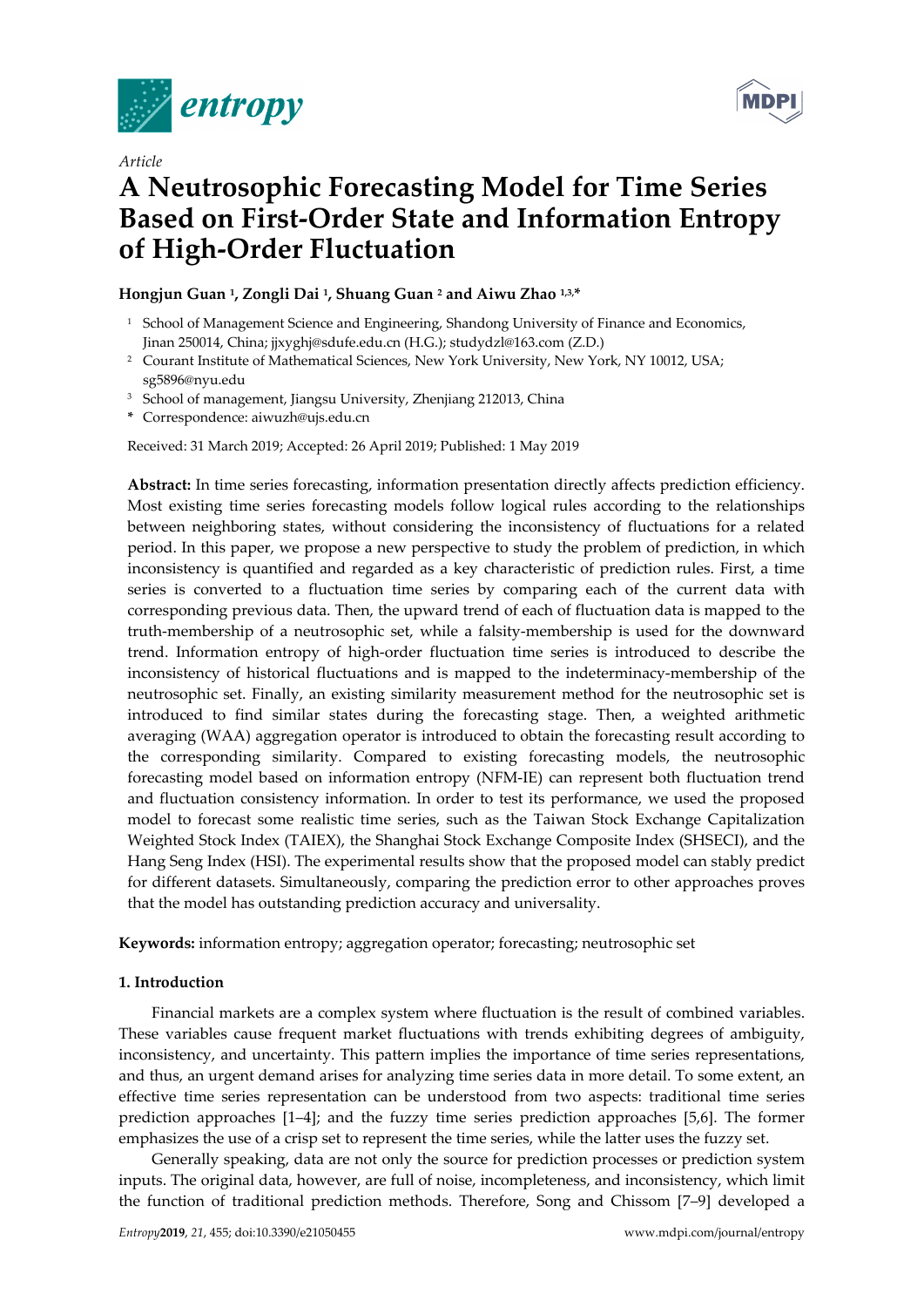*Article*

# A Neutrosophic Forecasting Model for Time Series Based on First-Order State and Information Entropy of High-Order Fluctuation

**Hongjun Guan [1], Zongli Dai [1], Shuang Guan [2] and Aiwu Zhao [1,3,*]**

[1] School of Management Science and Engineering, Shandong University of Finance and Economics, Jinan 250014, China; jjxyghj@sdufe.edu.cn (H.G.); studydzl@163.com (Z.D.)

[2] Courant Institute of Mathematical Sciences, New York University, New York, NY 10012, USA; sg5896@nyu.edu

[3] School of management, Jiangsu University, Zhenjiang 212013, China

\* Correspondence: aiwuzh@ujs.edu.cn

Received: 31 March 2019; Accepted: 26 April 2019; Published: 1 May 2019

**Abstract:** In time series forecasting, information presentation directly affects prediction efficiency. Most existing time series forecasting models follow logical rules according to the relationships between neighboring states, without considering the inconsistency of fluctuations for a related period. In this paper, we propose a new perspective to study the problem of prediction, in which inconsistency is quantified and regarded as a key characteristic of prediction rules. First, a time series is converted to a fluctuation time series by comparing each of the current data with corresponding previous data. Then, the upward trend of each of fluctuation data is mapped to the truth-membership of a neutrosophic set, while a falsity-membership is used for the downward trend. Information entropy of high-order fluctuation time series is introduced to describe the inconsistency of historical fluctuations and is mapped to the indeterminacy-membership of the neutrosophic set. Finally, an existing similarity measurement method for the neutrosophic set is introduced to find similar states during the forecasting stage. Then, a weighted arithmetic averaging (WAA) aggregation operator is introduced to obtain the forecasting result according to the corresponding similarity. Compared to existing forecasting models, the neutrosophic forecasting model based on information entropy (NFM-IE) can represent both fluctuation trend and fluctuation consistency information. In order to test its performance, we used the proposed model to forecast some realistic time series, such as the Taiwan Stock Exchange Capitalization Weighted Stock Index (TAIEX), the Shanghai Stock Exchange Composite Index (SHSECI), and the Hang Seng Index (HSI). The experimental results show that the proposed model can stably predict for different datasets. Simultaneously, comparing the prediction error to other approaches proves that the model has outstanding prediction accuracy and universality.

**Keywords:** information entropy; aggregation operator; forecasting; neutrosophic set

## 1. Introduction

Financial markets are a complex system where fluctuation is the result of combined variables. These variables cause frequent market fluctuations with trends exhibiting degrees of ambiguity, inconsistency, and uncertainty. This pattern implies the importance of time series representations, and thus, an urgent demand arises for analyzing time series data in more detail. To some extent, an effective time series representation can be understood from two aspects: traditional time series prediction approaches [1–4]; and the fuzzy time series prediction approaches [5,6]. The former emphasizes the use of a crisp set to represent the time series, while the latter uses the fuzzy set.

Generally speaking, data are not only the source for prediction processes or prediction system inputs. The original data, however, are full of noise, incompleteness, and inconsistency, which limit the function of traditional prediction methods. Therefore, Song and Chissom [7–9] developed a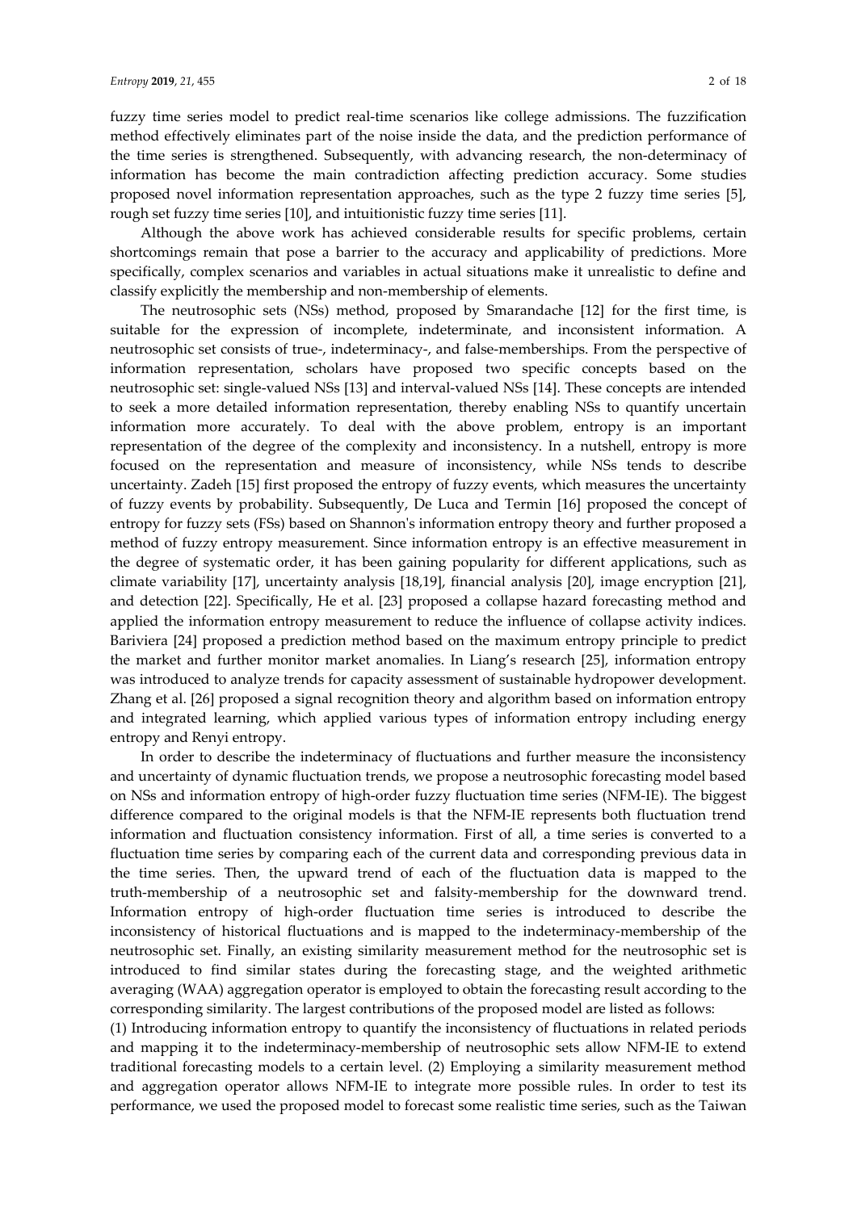fuzzy time series model to predict real-time scenarios like college admissions. The fuzzification method effectively eliminates part of the noise inside the data, and the prediction performance of the time series is strengthened. Subsequently, with advancing research, the non-determinacy of information has become the main contradiction affecting prediction accuracy. Some studies proposed novel information representation approaches, such as the type 2 fuzzy time series [5], rough set fuzzy time series [10], and intuitionistic fuzzy time series [11].

Although the above work has achieved considerable results for specific problems, certain shortcomings remain that pose a barrier to the accuracy and applicability of predictions. More specifically, complex scenarios and variables in actual situations make it unrealistic to define and classify explicitly the membership and non-membership of elements.

The neutrosophic sets (NSs) method, proposed by Smarandache [12] for the first time, is suitable for the expression of incomplete, indeterminate, and inconsistent information. A neutrosophic set consists of true-, indeterminacy-, and false-memberships. From the perspective of information representation, scholars have proposed two specific concepts based on the neutrosophic set: single-valued NSs [13] and interval-valued NSs [14]. These concepts are intended to seek a more detailed information representation, thereby enabling NSs to quantify uncertain information more accurately. To deal with the above problem, entropy is an important representation of the degree of the complexity and inconsistency. In a nutshell, entropy is more focused on the representation and measure of inconsistency, while NSs tends to describe uncertainty. Zadeh [15] first proposed the entropy of fuzzy events, which measures the uncertainty of fuzzy events by probability. Subsequently, De Luca and Termin [16] proposed the concept of entropy for fuzzy sets (FSs) based on Shannon's information entropy theory and further proposed a method of fuzzy entropy measurement. Since information entropy is an effective measurement in the degree of systematic order, it has been gaining popularity for different applications, such as climate variability [17], uncertainty analysis [18,19], financial analysis [20], image encryption [21], and detection [22]. Specifically, He et al. [23] proposed a collapse hazard forecasting method and applied the information entropy measurement to reduce the influence of collapse activity indices. Bariviera [24] proposed a prediction method based on the maximum entropy principle to predict the market and further monitor market anomalies. In Liang's research [25], information entropy was introduced to analyze trends for capacity assessment of sustainable hydropower development. Zhang et al. [26] proposed a signal recognition theory and algorithm based on information entropy and integrated learning, which applied various types of information entropy including energy entropy and Renyi entropy.

In order to describe the indeterminacy of fluctuations and further measure the inconsistency and uncertainty of dynamic fluctuation trends, we propose a neutrosophic forecasting model based on NSs and information entropy of high-order fuzzy fluctuation time series (NFM-IE). The biggest difference compared to the original models is that the NFM-IE represents both fluctuation trend information and fluctuation consistency information. First of all, a time series is converted to a fluctuation time series by comparing each of the current data and corresponding previous data in the time series. Then, the upward trend of each of the fluctuation data is mapped to the truth-membership of a neutrosophic set and falsity-membership for the downward trend. Information entropy of high-order fluctuation time series is introduced to describe the inconsistency of historical fluctuations and is mapped to the indeterminacy-membership of the neutrosophic set. Finally, an existing similarity measurement method for the neutrosophic set is introduced to find similar states during the forecasting stage, and the weighted arithmetic averaging (WAA) aggregation operator is employed to obtain the forecasting result according to the corresponding similarity. The largest contributions of the proposed model are listed as follows:

(1) Introducing information entropy to quantify the inconsistency of fluctuations in related periods and mapping it to the indeterminacy-membership of neutrosophic sets allow NFM-IE to extend traditional forecasting models to a certain level. (2) Employing a similarity measurement method and aggregation operator allows NFM-IE to integrate more possible rules. In order to test its performance, we used the proposed model to forecast some realistic time series, such as the Taiwan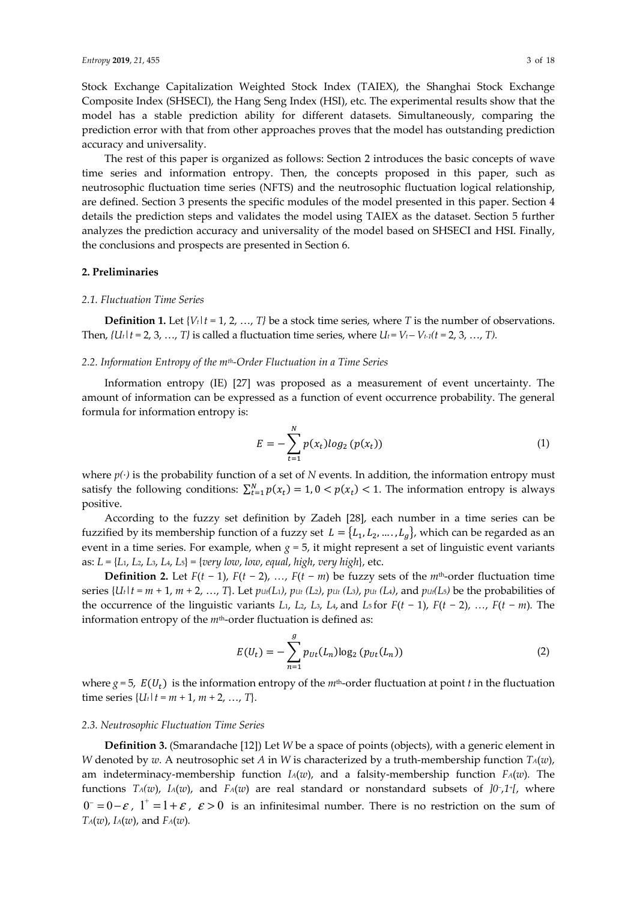Stock Exchange Capitalization Weighted Stock Index (TAIEX), the Shanghai Stock Exchange Composite Index (SHSECI), the Hang Seng Index (HSI), etc. The experimental results show that the model has a stable prediction ability for different datasets. Simultaneously, comparing the prediction error with that from other approaches proves that the model has outstanding prediction accuracy and universality.

The rest of this paper is organized as follows: Section 2 introduces the basic concepts of wave time series and information entropy. Then, the concepts proposed in this paper, such as neutrosophic fluctuation time series (NFTS) and the neutrosophic fluctuation logical relationship, are defined. Section 3 presents the specific modules of the model presented in this paper. Section 4 details the prediction steps and validates the model using TAIEX as the dataset. Section 5 further analyzes the prediction accuracy and universality of the model based on SHSECI and HSI. Finally, the conclusions and prospects are presented in Section 6.

## 2. Preliminaries

### *2.1. Fluctuation Time Series*

**Definition 1.** Let $\{V_t | t = 1, 2, \ldots, T\}$ be a stock time series, where $T$ is the number of observations. Then, $\{U_t | t = 2, 3, \ldots, T\}$ is called a fluctuation time series, where $U_t = V_t - V_{t-1} (t = 2, 3, \ldots, T)$.

### *2.2. Information Entropy of the $m^{th}$-Order Fluctuation in a Time Series*

Information entropy (IE) [27] was proposed as a measurement of event uncertainty. The amount of information can be expressed as a function of event occurrence probability. The general formula for information entropy is:

$$E = -\sum_{t=1}^{N} p(x_t) log_2 (p(x_t)) \tag{1}$$

where $p(\cdot)$ is the probability function of a set of $N$ events. In addition, the information entropy must satisfy the following conditions: $\sum_{t=1}^{N} p(x_t) = 1, 0 < p(x_t) < 1$. The information entropy is always positive.

According to the fuzzy set definition by Zadeh [28], each number in a time series can be fuzzified by its membership function of a fuzzy set $L = \{L_1, L_2, \ldots, L_g\}$, which can be regarded as an event in a time series. For example, when $g = 5$, it might represent a set of linguistic event variants as: $L = \{L_1, L_2, L_3, L_4, L_5\}$ = {*very low*, *low*, *equal*, *high*, *very high*}, etc.

**Definition 2.** Let $F(t-1)$, $F(t-2)$, …, $F(t-m)$ be fuzzy sets of the $m^{th}$-order fluctuation time series $\{U_t | t = m+1, m+2, \ldots, T\}$. Let $p_{Ut}(L_1)$, $p_{Ut}(L_2)$, $p_{Ut}(L_3)$, $p_{Ut}(L_4)$, and $p_{Ut}(L_5)$ be the probabilities of the occurrence of the linguistic variants $L_1$, $L_2$, $L_3$, $L_4$, and $L_5$ for $F(t-1)$, $F(t-2)$, …, $F(t-m)$. The information entropy of the $m^{th}$-order fluctuation is defined as:

$$E(U_t) = -\sum_{n=1}^{g} p_{Ut}(L_n) \log_2 (p_{Ut}(L_n)) \tag{2}$$

where $g = 5$, $E(U_t)$ is the information entropy of the $m^{th}$-order fluctuation at point $t$ in the fluctuation time series $\{U_t | t = m+1, m+2, \ldots, T\}$.

### *2.3. Neutrosophic Fluctuation Time Series*

**Definition 3.** (Smarandache [12]) Let $W$ be a space of points (objects), with a generic element in $W$ denoted by $w$. A neutrosophic set $A$ in $W$ is characterized by a truth-membership function $T_A(w)$, am indeterminacy-membership function $I_A(w)$, and a falsity-membership function $F_A(w)$. The functions $T_A(w)$, $I_A(w)$, and $F_A(w)$ are real standard or nonstandard subsets of $]0^-,1^+[$, where $0^- = 0 - \varepsilon$, $1^+ = 1 + \varepsilon$, $\varepsilon > 0$ is an infinitesimal number. There is no restriction on the sum of $T_A(w)$, $I_A(w)$, and $F_A(w)$.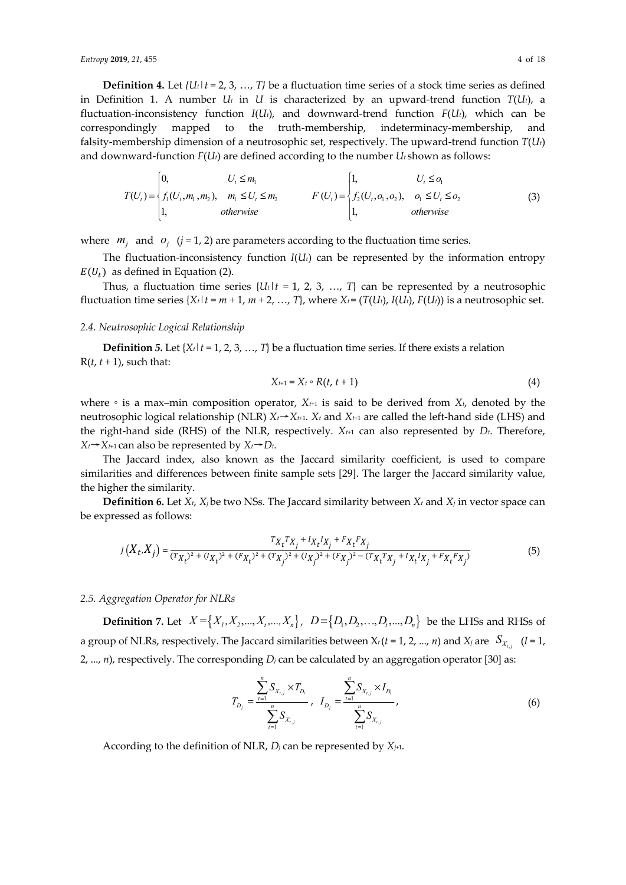**Definition 4.** Let $\{U_t | t = 2, 3, \ldots, T\}$ be a fluctuation time series of a stock time series as defined in Definition 1. A number $U_t$ in $U$ is characterized by an upward-trend function $T(U_t)$, a fluctuation-inconsistency function $I(U_t)$, and downward-trend function $F(U_t)$, which can be correspondingly mapped to the truth-membership, indeterminacy-membership, and falsity-membership dimension of a neutrosophic set, respectively. The upward-trend function $T(U_t)$ and downward-function $F(U_t)$ are defined according to the number $U_t$ shown as follows:

$$T(U_t) = \begin{cases} 0, & U_t \le m_1 \\ f_1(U_t, m_1, m_2), & m_1 \le U_t \le m_2 \\ 1, & otherwise \end{cases} \qquad F(U_t) = \begin{cases} 1, & U_t \le o_1 \\ f_2(U_t, o_1, o_2), & o_1 \le U_t \le o_2 \\ 1, & otherwise \end{cases} \tag{3}$$

where $m_j$ and $o_j$ ($j = 1, 2$) are parameters according to the fluctuation time series.

The fluctuation-inconsistency function $I(U_t)$ can be represented by the information entropy $E(U_t)$ as defined in Equation (2).

Thus, a fluctuation time series $\{U_t | t = 1, 2, 3, \ldots, T\}$ can be represented by a neutrosophic fluctuation time series $\{X_t | t = m + 1, m + 2, \ldots, T\}$, where $X_t = (T(U_t), I(U_t), F(U_t))$ is a neutrosophic set.

### *2.4. Neutrosophic Logical Relationship*

**Definition 5.** Let $\{X_t | t = 1, 2, 3, \ldots, T\}$ be a fluctuation time series. If there exists a relation $R(t, t+1)$, such that:

$$X_{t+1} = X_t \circ R(t, t+1) \tag{4}$$

where $\circ$ is a max–min composition operator, $X_{t+1}$ is said to be derived from $X_t$, denoted by the neutrosophic logical relationship (NLR) $X_t \rightarrow X_{t+1}$. $X_t$ and $X_{t+1}$ are called the left-hand side (LHS) and the right-hand side (RHS) of the NLR, respectively. $X_{t+1}$ can also represented by $D_t$. Therefore, $X_t \rightarrow X_{t+1}$ can also be represented by $X_t \rightarrow D_t$.

The Jaccard index, also known as the Jaccard similarity coefficient, is used to compare similarities and differences between finite sample sets [29]. The larger the Jaccard similarity value, the higher the similarity.

**Definition 6.** Let $X_t$, $X_j$ be two NSs. The Jaccard similarity between $X_t$ and $X_j$ in vector space can be expressed as follows:

$$J(X_t, X_j) = \frac{T_{X_t}T_{X_j} + I_{X_t}I_{X_j} + F_{X_t}F_{X_j}}{(T_{X_t})^2 + (I_{X_t})^2 + (F_{X_t})^2 + (T_{X_j})^2 + (I_{X_j})^2 + (F_{X_j})^2 - (T_{X_t}T_{X_j} + I_{X_t}I_{X_j} + F_{X_t}F_{X_j})} \tag{5}$$

### *2.5. Aggregation Operator for NLRs*

**Definition 7.** Let $X = \{X_1, X_2, \ldots, X_t, \ldots, X_n\}$, $D = \{D_1, D_2, \ldots, D_t, \ldots, D_n\}$ be the LHSs and RHSs of a group of NLRs, respectively. The Jaccard similarities between $X_t$ ($t = 1, 2, \ldots, n$) and $X_j$ are $S_{X_{t,j}}$ ($I = 1, 2, \ldots, n$), respectively. The corresponding $D_j$ can be calculated by an aggregation operator [30] as:

$$T_{D_j} = \frac{\sum_{t=1}^{n} S_{X_{t,j}} \times T_{D_t}}{\sum_{t=1}^{n} S_{X_{t,j}}}, \quad I_{D_j} = \frac{\sum_{t=1}^{n} S_{X_{t,j}} \times I_{D_t}}{\sum_{t=1}^{n} S_{X_{t,j}}}, \tag{6}$$

According to the definition of NLR, $D_j$ can be represented by $X_{j+1}$.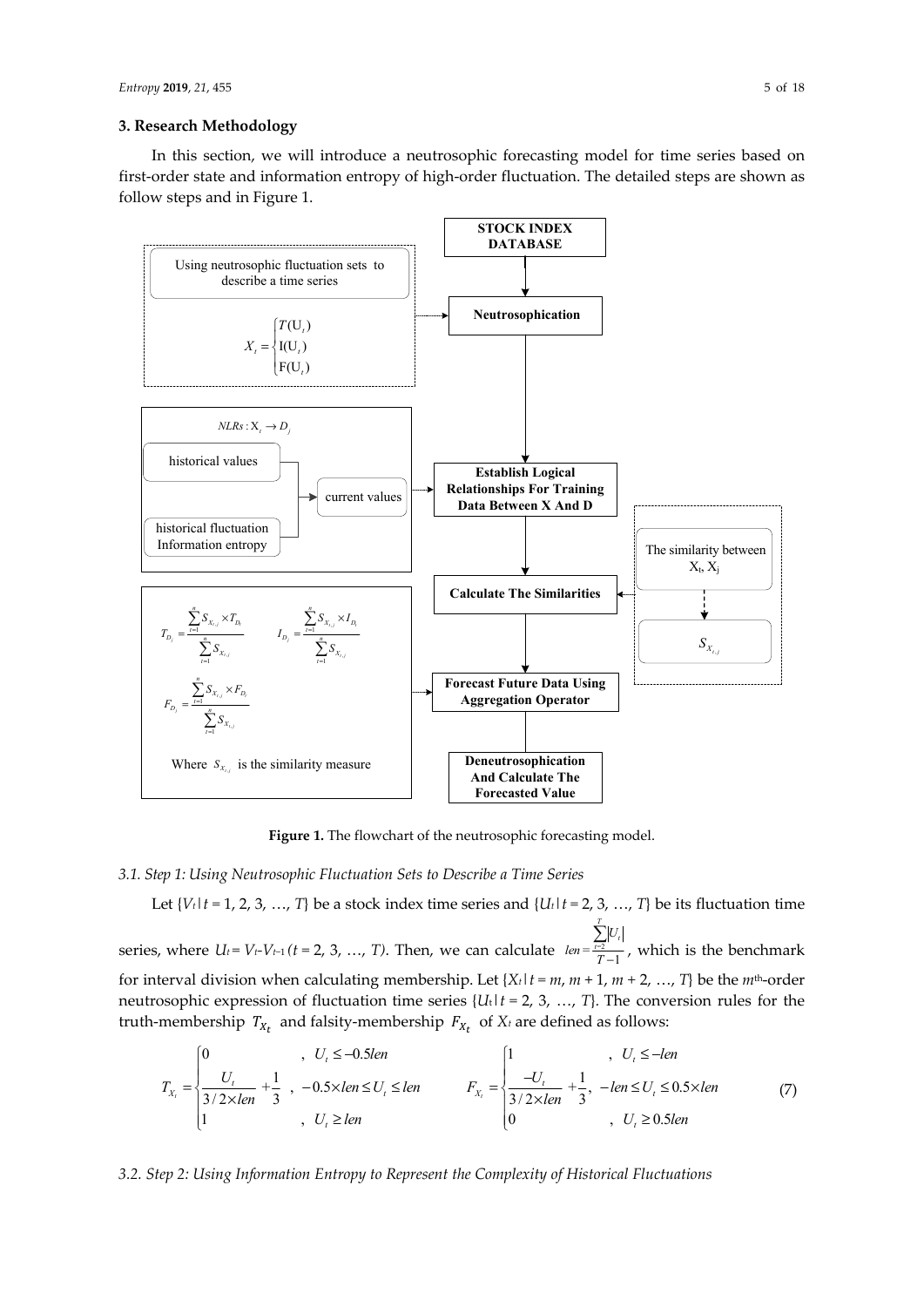## 3. Research Methodology

In this section, we will introduce a neutrosophic forecasting model for time series based on first-order state and information entropy of high-order fluctuation. The detailed steps are shown as follow steps and in Figure 1.

STOCK INDEX DATABASE

Neutrosophication

Using neutrosophic fluctuation sets to describe a time series

$$X_t = \begin{cases} T(\mathrm{U}_t) \\ \mathrm{I}(\mathrm{U}_t) \\ \mathrm{F}(\mathrm{U}_t) \end{cases}$$

$NLRs: \mathrm{X}_t \to D_j$

historical values

historical fluctuation Information entropy

current values

Establish Logical Relationships For Training Data Between X And D

The similarity between $X_t$, $X_j$

$S_{X_{t,j}}$

Calculate The Similarities

$$T_{D_j} = \frac{\sum_{t=1}^{n} S_{X_{t,j}} \times T_{D_j}}{\sum_{t=1}^{n} S_{X_{t,j}}} \quad I_{D_j} = \frac{\sum_{t=1}^{n} S_{X_{t,j}} \times I_{D_j}}{\sum_{t=1}^{n} S_{X_{t,j}}}$$

$$F_{D_j} = \frac{\sum_{t=1}^{n} S_{X_{t,j}} \times F_{D_j}}{\sum_{t=1}^{n} S_{X_{t,j}}}$$

Where $S_{X_{t,j}}$ is the similarity measure

Forecast Future Data Using Aggregation Operator

Deneutrosophication And Calculate The Forecasted Value

**Figure 1.** The flowchart of the neutrosophic forecasting model.

### 3.1. Step 1: Using Neutrosophic Fluctuation Sets to Describe a Time Series

Let $\{V_t \mid t = 1, 2, 3, \ldots, T\}$ be a stock index time series and $\{U_t \mid t = 2, 3, \ldots, T\}$ be its fluctuation time series, where $U_t = V_t - V_{t-1}$ $(t = 2, 3, \ldots, T)$. Then, we can calculate $len = \frac{\sum_{t=2}^{T} |U_t|}{T-1}$, which is the benchmark for interval division when calculating membership. Let $\{X_t \mid t = m, m+1, m+2, \ldots, T\}$ be the $m^{\text{th}}$-order neutrosophic expression of fluctuation time series $\{U_t \mid t = 2, 3, \ldots, T\}$. The conversion rules for the truth-membership $T_{X_t}$ and falsity-membership $F_{X_t}$ of $X_t$ are defined as follows:

$$T_{X_t} = \begin{cases} 0 & , \ U_t \le -0.5len \\ \dfrac{U_t}{3/2 \times len} + \dfrac{1}{3} & , \ -0.5 \times len \le U_t \le len \\ 1 & , \ U_t \ge len \end{cases} \qquad F_{X_t} = \begin{cases} 1 & , \ U_t \le -len \\ \dfrac{-U_t}{3/2 \times len} + \dfrac{1}{3}, & -len \le U_t \le 0.5 \times len \\ 0 & , \ U_t \ge 0.5len \end{cases} \tag{7}$$

### 3.2. Step 2: Using Information Entropy to Represent the Complexity of Historical Fluctuations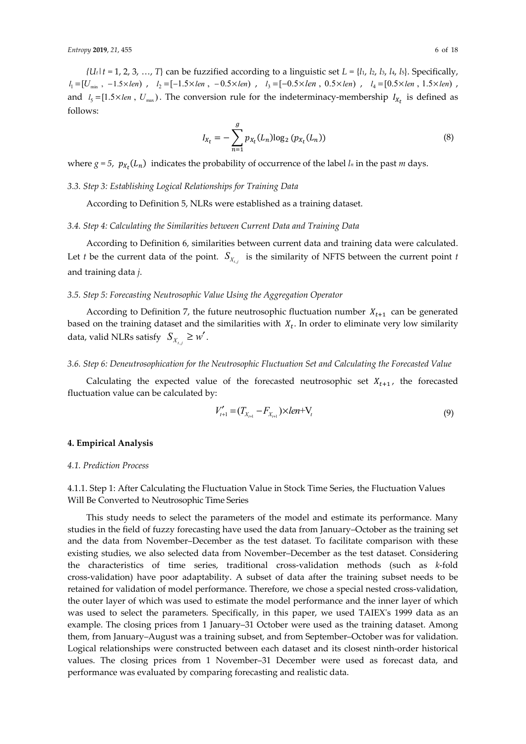$\{U_t \mid t = 1, 2, 3, \ldots, T\}$ can be fuzzified according to a linguistic set $L = \{l_1, l_2, l_3, l_4, l_5\}$. Specifically, $l_1 = [U_{\min}, -1.5 \times len)$, $l_2 = [-1.5 \times len, -0.5 \times len)$, $l_3 = [-0.5 \times len, 0.5 \times len)$, $l_4 = [0.5 \times len, 1.5 \times len)$, and $l_5 = [1.5 \times len, U_{\max})$. The conversion rule for the indeterminacy-membership $I_{X_t}$ is defined as follows:

$$I_{X_t} = -\sum_{n=1}^{g} p_{X_t}(L_n) \log_2 (p_{X_t}(L_n)) \tag{8}$$

where $g = 5$, $p_{X_t}(L_n)$ indicates the probability of occurrence of the label $l_n$ in the past $m$ days.

### 3.3. Step 3: Establishing Logical Relationships for Training Data

According to Definition 5, NLRs were established as a training dataset.

### 3.4. Step 4: Calculating the Similarities between Current Data and Training Data

According to Definition 6, similarities between current data and training data were calculated. Let $t$ be the current data of the point. $S_{X_{t,j}}$ is the similarity of NFTS between the current point $t$ and training data $j$.

### 3.5. Step 5: Forecasting Neutrosophic Value Using the Aggregation Operator

According to Definition 7, the future neutrosophic fluctuation number $X_{t+1}$ can be generated based on the training dataset and the similarities with $X_t$. In order to eliminate very low similarity data, valid NLRs satisfy $S_{X_{t,j}} \geq w'$.

### 3.6. Step 6: Deneutrosophication for the Neutrosophic Fluctuation Set and Calculating the Forecasted Value

Calculating the expected value of the forecasted neutrosophic set $X_{t+1}$, the forecasted fluctuation value can be calculated by:

$$V'_{t+1} = (T_{X_{t+1}} - F_{X_{t+1}}) \times len + V_t \tag{9}$$

## 4. Empirical Analysis

### 4.1. Prediction Process

#### 4.1.1. Step 1: After Calculating the Fluctuation Value in Stock Time Series, the Fluctuation Values Will Be Converted to Neutrosophic Time Series

This study needs to select the parameters of the model and estimate its performance. Many studies in the field of fuzzy forecasting have used the data from January–October as the training set and the data from November–December as the test dataset. To facilitate comparison with these existing studies, we also selected data from November–December as the test dataset. Considering the characteristics of time series, traditional cross-validation methods (such as *k*-fold cross-validation) have poor adaptability. A subset of data after the training subset needs to be retained for validation of model performance. Therefore, we chose a special nested cross-validation, the outer layer of which was used to estimate the model performance and the inner layer of which was used to select the parameters. Specifically, in this paper, we used TAIEX's 1999 data as an example. The closing prices from 1 January–31 October were used as the training dataset. Among them, from January–August was a training subset, and from September–October was for validation. Logical relationships were constructed between each dataset and its closest ninth-order historical values. The closing prices from 1 November–31 December were used as forecast data, and performance was evaluated by comparing forecasting and realistic data.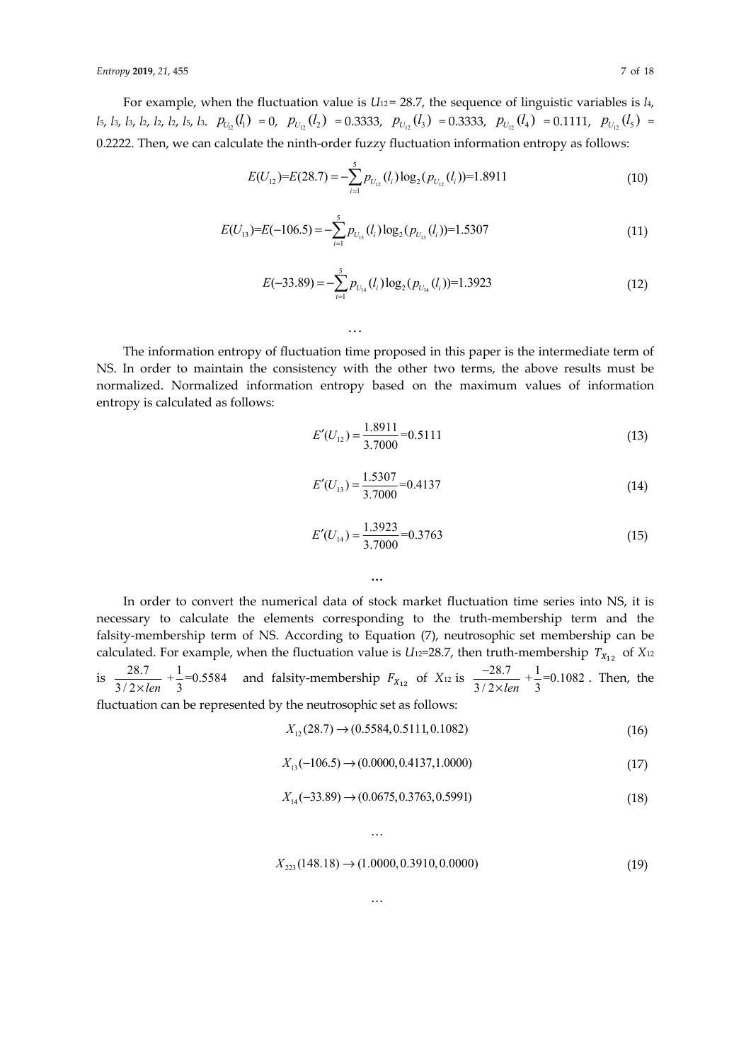For example, when the fluctuation value is $U_{12} = 28.7$, the sequence of linguistic variables is $l_4$, $l_5$, $l_3$, $l_3$, $l_2$, $l_2$, $l_5$, $l_3$. $p_{U_{12}}(l_1) = 0$, $p_{U_{12}}(l_2) = 0.3333$, $p_{U_{12}}(l_3) = 0.3333$, $p_{U_{12}}(l_4) = 0.1111$, $p_{U_{12}}(l_5) = 0.2222$. Then, we can calculate the ninth-order fuzzy fluctuation information entropy as follows:

$$E(U_{12}) = E(28.7) = -\sum_{i=1}^{5} p_{U_{12}}(l_i)\log_2(p_{U_{12}}(l_i)) = 1.8911 \tag{10}$$

$$E(U_{13}) = E(-106.5) = -\sum_{i=1}^{5} p_{U_{13}}(l_i)\log_2(p_{U_{13}}(l_i)) = 1.5307 \tag{11}$$

$$E(-33.89) = -\sum_{i=1}^{5} p_{U_{14}}(l_i)\log_2(p_{U_{14}}(l_i)) = 1.3923 \tag{12}$$

…

The information entropy of fluctuation time proposed in this paper is the intermediate term of NS. In order to maintain the consistency with the other two terms, the above results must be normalized. Normalized information entropy based on the maximum values of information entropy is calculated as follows:

$$E'(U_{12}) = \frac{1.8911}{3.7000} = 0.5111 \tag{13}$$

$$E'(U_{13}) = \frac{1.5307}{3.7000} = 0.4137 \tag{14}$$

$$E'(U_{14}) = \frac{1.3923}{3.7000} = 0.3763 \tag{15}$$

…

In order to convert the numerical data of stock market fluctuation time series into NS, it is necessary to calculate the elements corresponding to the truth-membership term and the falsity-membership term of NS. According to Equation (7), neutrosophic set membership can be calculated. For example, when the fluctuation value is $U_{12}=28.7$, then truth-membership $T_{X_{12}}$ of $X_{12}$ is $\frac{28.7}{3/2 \times len} + \frac{1}{3} = 0.5584$ and falsity-membership $F_{X_{12}}$ of $X_{12}$ is $\frac{-28.7}{3/2 \times len} + \frac{1}{3} = 0.1082$. Then, the fluctuation can be represented by the neutrosophic set as follows:

$$X_{12}(28.7) \rightarrow (0.5584, 0.5111, 0.1082) \tag{16}$$

$$X_{13}(-106.5) \rightarrow (0.0000, 0.4137, 1.0000) \tag{17}$$

$$X_{14}(-33.89) \rightarrow (0.0675, 0.3763, 0.5991) \tag{18}$$

…

$$X_{223}(148.18) \rightarrow (1.0000, 0.3910, 0.0000) \tag{19}$$

…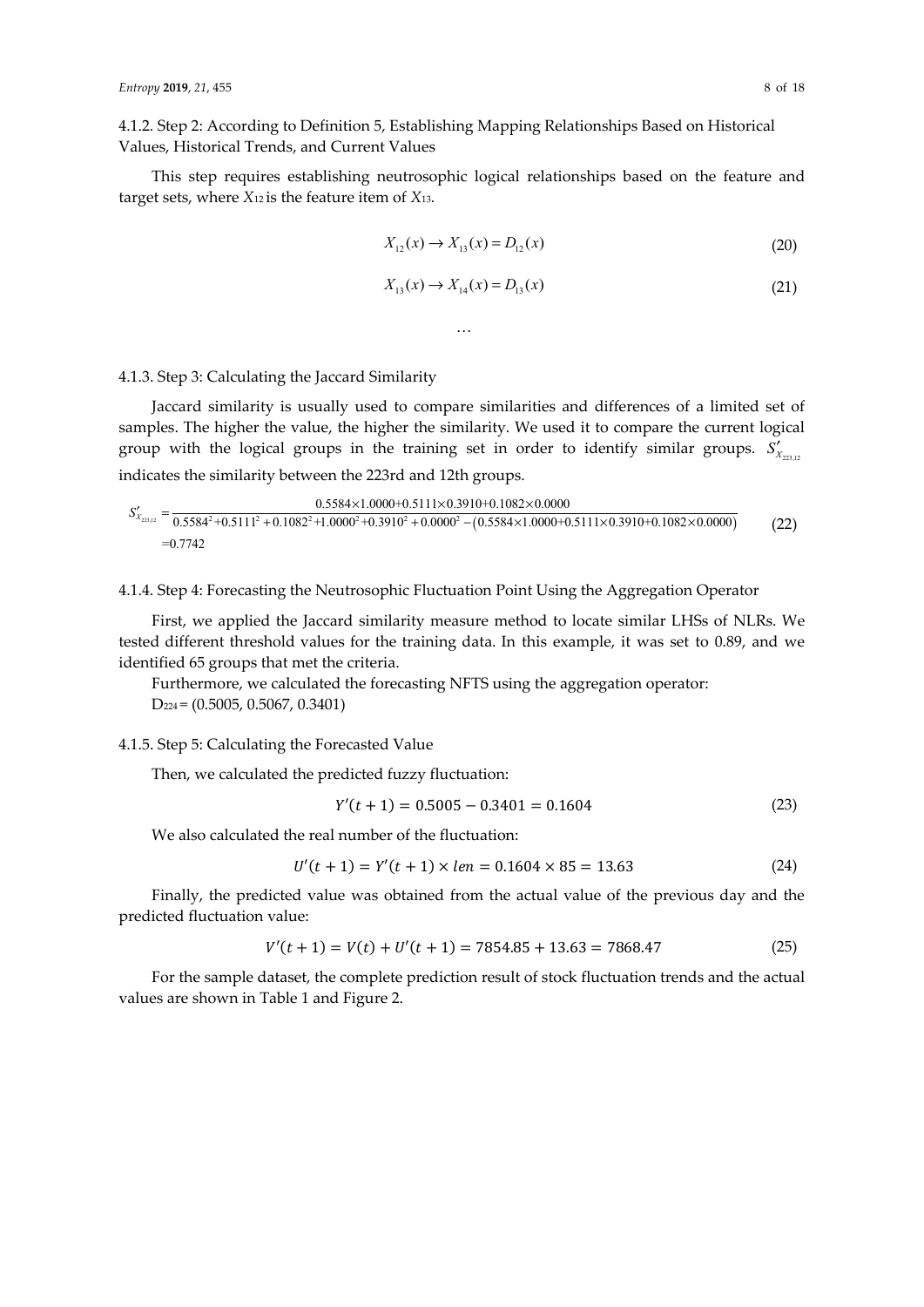#### 4.1.2. Step 2: According to Definition 5, Establishing Mapping Relationships Based on Historical Values, Historical Trends, and Current Values

This step requires establishing neutrosophic logical relationships based on the feature and target sets, where $X_{12}$ is the feature item of $X_{13}$.

$$X_{12}(x) \rightarrow X_{13}(x) = D_{12}(x) \tag{20}$$

$$X_{13}(x) \rightarrow X_{14}(x) = D_{13}(x) \tag{21}$$

…

#### 4.1.3. Step 3: Calculating the Jaccard Similarity

Jaccard similarity is usually used to compare similarities and differences of a limited set of samples. The higher the value, the higher the similarity. We used it to compare the current logical group with the logical groups in the training set in order to identify similar groups. $S'_{X_{223,12}}$ indicates the similarity between the 223rd and 12th groups.

$$\begin{aligned} S'_{X_{223,12}} &= \frac{0.5584\times1.0000+0.5111\times0.3910+0.1082\times0.0000}{0.5584^2+0.5111^2+0.1082^2+1.0000^2+0.3910^2+0.0000^2-(0.5584\times1.0000+0.5111\times0.3910+0.1082\times0.0000)} \\ &= 0.7742 \end{aligned} \tag{22}$$

#### 4.1.4. Step 4: Forecasting the Neutrosophic Fluctuation Point Using the Aggregation Operator

First, we applied the Jaccard similarity measure method to locate similar LHSs of NLRs. We tested different threshold values for the training data. In this example, it was set to 0.89, and we identified 65 groups that met the criteria.

Furthermore, we calculated the forecasting NFTS using the aggregation operator:
$D_{224} = (0.5005, 0.5067, 0.3401)$

#### 4.1.5. Step 5: Calculating the Forecasted Value

Then, we calculated the predicted fuzzy fluctuation:

$$Y'(t+1) = 0.5005 - 0.3401 = 0.1604 \tag{23}$$

We also calculated the real number of the fluctuation:

$$U'(t+1) = Y'(t+1) \times len = 0.1604 \times 85 = 13.63 \tag{24}$$

Finally, the predicted value was obtained from the actual value of the previous day and the predicted fluctuation value:

$$V'(t+1) = V(t) + U'(t+1) = 7854.85 + 13.63 = 7868.47 \tag{25}$$

For the sample dataset, the complete prediction result of stock fluctuation trends and the actual values are shown in Table 1 and Figure 2.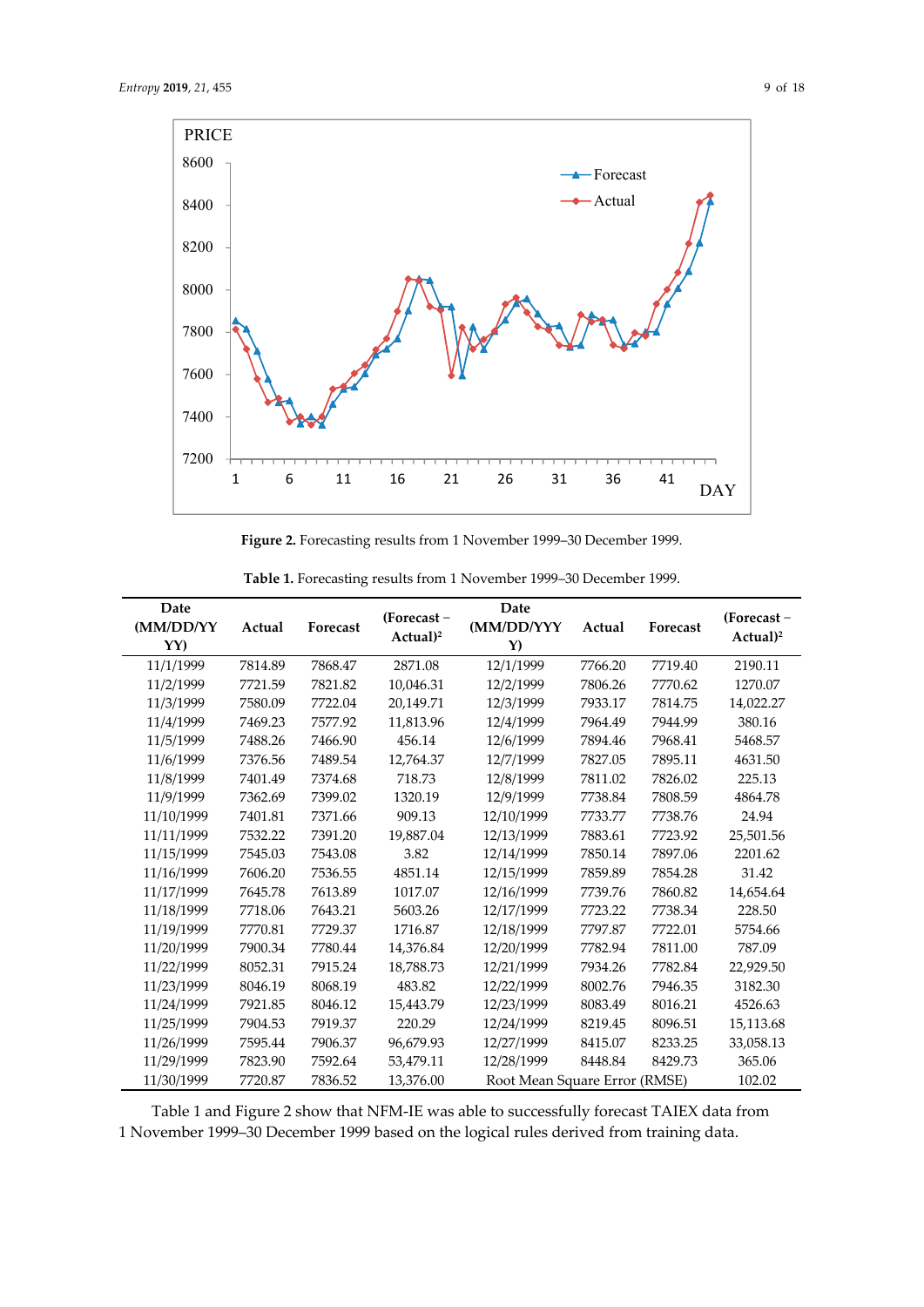PRICE

8600

8400

8200

8000

7800

7600

7400

7200

1 6 11 16 21 26 31 36 41

DAY

Forecast

Actual

**Figure 2.** Forecasting results from 1 November 1999–30 December 1999.

**Table 1.** Forecasting results from 1 November 1999–30 December 1999.

| Date (MM/DD/YYYY) | Actual | Forecast | (Forecast − Actual)$^2$ | Date (MM/DD/YYYY) | Actual | Forecast | (Forecast − Actual)$^2$ |
|---|---|---|---|---|---|---|---|
| 11/1/1999 | 7814.89 | 7868.47 | 2871.08 | 12/1/1999 | 7766.20 | 7719.40 | 2190.11 |
| 11/2/1999 | 7721.59 | 7821.82 | 10,046.31 | 12/2/1999 | 7806.26 | 7770.62 | 1270.07 |
| 11/3/1999 | 7580.09 | 7722.04 | 20,149.71 | 12/3/1999 | 7933.17 | 7814.75 | 14,022.27 |
| 11/4/1999 | 7469.23 | 7577.92 | 11,813.96 | 12/4/1999 | 7964.49 | 7944.99 | 380.16 |
| 11/5/1999 | 7488.26 | 7466.90 | 456.14 | 12/6/1999 | 7894.46 | 7968.41 | 5468.57 |
| 11/6/1999 | 7376.56 | 7489.54 | 12,764.37 | 12/7/1999 | 7827.05 | 7895.11 | 4631.50 |
| 11/8/1999 | 7401.49 | 7374.68 | 718.73 | 12/8/1999 | 7811.02 | 7826.02 | 225.13 |
| 11/9/1999 | 7362.69 | 7399.02 | 1320.19 | 12/9/1999 | 7738.84 | 7808.59 | 4864.78 |
| 11/10/1999 | 7401.81 | 7371.66 | 909.13 | 12/10/1999 | 7733.77 | 7738.76 | 24.94 |
| 11/11/1999 | 7532.22 | 7391.20 | 19,887.04 | 12/13/1999 | 7883.61 | 7723.92 | 25,501.56 |
| 11/15/1999 | 7545.03 | 7543.08 | 3.82 | 12/14/1999 | 7850.14 | 7897.06 | 2201.62 |
| 11/16/1999 | 7606.20 | 7536.55 | 4851.14 | 12/15/1999 | 7859.89 | 7854.28 | 31.42 |
| 11/17/1999 | 7645.78 | 7613.89 | 1017.07 | 12/16/1999 | 7739.76 | 7860.82 | 14,654.64 |
| 11/18/1999 | 7718.06 | 7643.21 | 5603.26 | 12/17/1999 | 7723.22 | 7738.34 | 228.50 |
| 11/19/1999 | 7770.81 | 7729.37 | 1716.87 | 12/18/1999 | 7797.87 | 7722.01 | 5754.66 |
| 11/20/1999 | 7900.34 | 7780.44 | 14,376.84 | 12/20/1999 | 7782.94 | 7811.00 | 787.09 |
| 11/22/1999 | 8052.31 | 7915.24 | 18,788.73 | 12/21/1999 | 7934.26 | 7782.84 | 22,929.50 |
| 11/23/1999 | 8046.19 | 8068.19 | 483.82 | 12/22/1999 | 8002.76 | 7946.35 | 3182.30 |
| 11/24/1999 | 7921.85 | 8046.12 | 15,443.79 | 12/23/1999 | 8083.49 | 8016.21 | 4526.63 |
| 11/25/1999 | 7904.53 | 7919.37 | 220.29 | 12/24/1999 | 8219.45 | 8096.51 | 15,113.68 |
| 11/26/1999 | 7595.44 | 7906.37 | 96,679.93 | 12/27/1999 | 8415.07 | 8233.25 | 33,058.13 |
| 11/29/1999 | 7823.90 | 7592.64 | 53,479.11 | 12/28/1999 | 8448.84 | 8429.73 | 365.06 |
| 11/30/1999 | 7720.87 | 7836.52 | 13,376.00 | Root Mean Square Error (RMSE) | | | 102.02 |

Table 1 and Figure 2 show that NFM-IE was able to successfully forecast TAIEX data from 1 November 1999–30 December 1999 based on the logical rules derived from training data.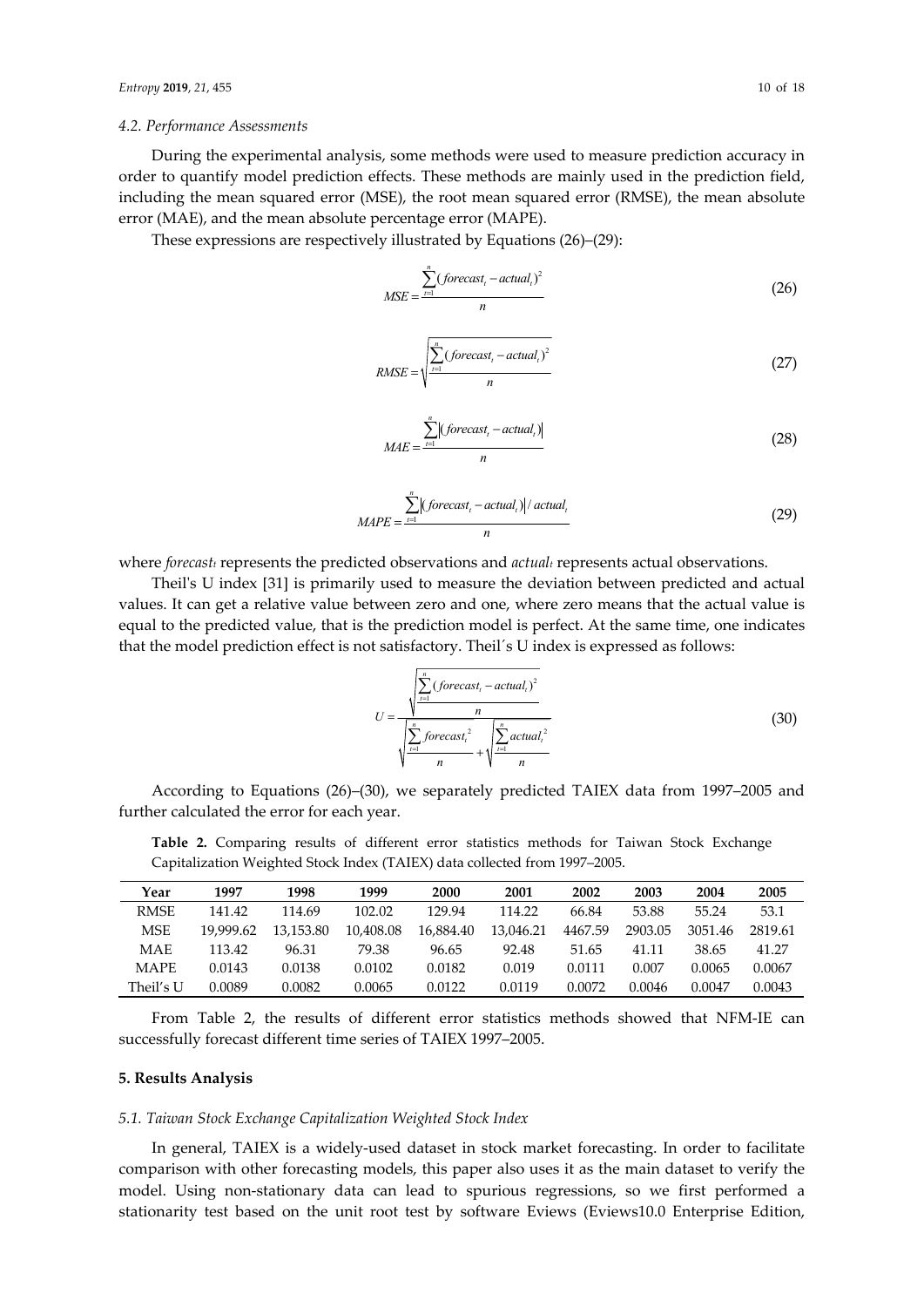### 4.2. Performance Assessments

During the experimental analysis, some methods were used to measure prediction accuracy in order to quantify model prediction effects. These methods are mainly used in the prediction field, including the mean squared error (MSE), the root mean squared error (RMSE), the mean absolute error (MAE), and the mean absolute percentage error (MAPE).

These expressions are respectively illustrated by Equations (26)–(29):

$$MSE = \frac{\sum_{t=1}^{n} (forecast_t - actual_t)^2}{n} \tag{26}$$

$$RMSE = \sqrt{\frac{\sum_{t=1}^{n} (forecast_t - actual_t)^2}{n}} \tag{27}$$

$$MAE = \frac{\sum_{t=1}^{n} \left| (forecast_t - actual_t) \right|}{n} \tag{28}$$

$$MAPE = \frac{\sum_{t=1}^{n} \left| (forecast_t - actual_t) \right| / actual_t}{n} \tag{29}$$

where $forecast_t$ represents the predicted observations and $actual_t$ represents actual observations.

Theil's U index [31] is primarily used to measure the deviation between predicted and actual values. It can get a relative value between zero and one, where zero means that the actual value is equal to the predicted value, that is the prediction model is perfect. At the same time, one indicates that the model prediction effect is not satisfactory. Theil´s U index is expressed as follows:

$$U = \frac{\sqrt{\frac{\sum_{t=1}^{n} (forecast_t - actual_t)^2}{n}}}{\sqrt{\frac{\sum_{t=1}^{n} forecast_t^2}{n}} + \sqrt{\frac{\sum_{t=1}^{n} actual_t^2}{n}}} \tag{30}$$

According to Equations (26)–(30), we separately predicted TAIEX data from 1997–2005 and further calculated the error for each year.

**Table 2.** Comparing results of different error statistics methods for Taiwan Stock Exchange Capitalization Weighted Stock Index (TAIEX) data collected from 1997–2005.

| Year | 1997 | 1998 | 1999 | 2000 | 2001 | 2002 | 2003 | 2004 | 2005 |
|---|---|---|---|---|---|---|---|---|---|
| RMSE | 141.42 | 114.69 | 102.02 | 129.94 | 114.22 | 66.84 | 53.88 | 55.24 | 53.1 |
| MSE | 19,999.62 | 13,153.80 | 10,408.08 | 16,884.40 | 13,046.21 | 4467.59 | 2903.05 | 3051.46 | 2819.61 |
| MAE | 113.42 | 96.31 | 79.38 | 96.65 | 92.48 | 51.65 | 41.11 | 38.65 | 41.27 |
| MAPE | 0.0143 | 0.0138 | 0.0102 | 0.0182 | 0.019 | 0.0111 | 0.007 | 0.0065 | 0.0067 |
| Theil's U | 0.0089 | 0.0082 | 0.0065 | 0.0122 | 0.0119 | 0.0072 | 0.0046 | 0.0047 | 0.0043 |

From Table 2, the results of different error statistics methods showed that NFM-IE can successfully forecast different time series of TAIEX 1997–2005.

## 5. Results Analysis

### 5.1. Taiwan Stock Exchange Capitalization Weighted Stock Index

In general, TAIEX is a widely-used dataset in stock market forecasting. In order to facilitate comparison with other forecasting models, this paper also uses it as the main dataset to verify the model. Using non-stationary data can lead to spurious regressions, so we first performed a stationarity test based on the unit root test by software Eviews (Eviews10.0 Enterprise Edition,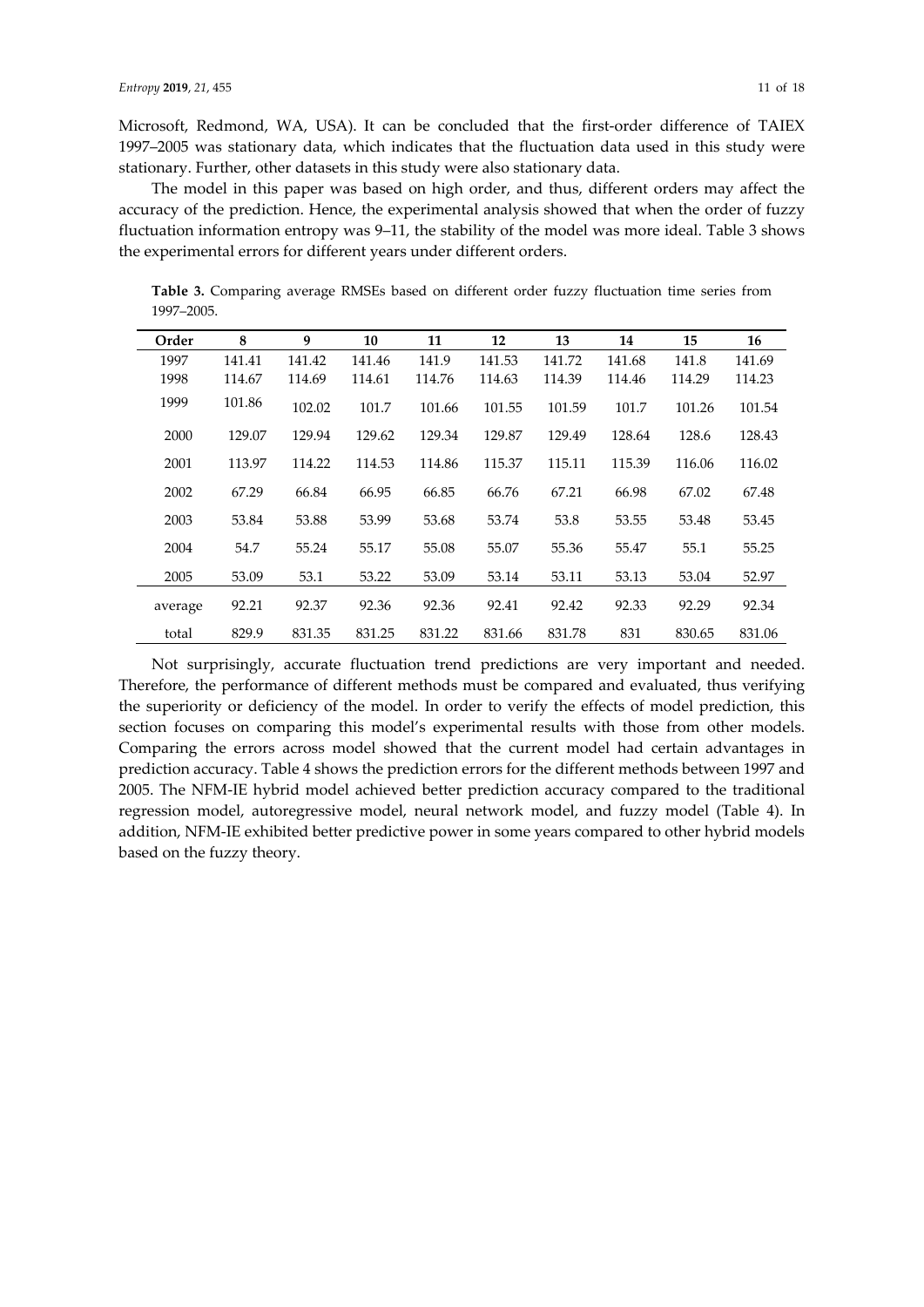Microsoft, Redmond, WA, USA). It can be concluded that the first-order difference of TAIEX 1997–2005 was stationary data, which indicates that the fluctuation data used in this study were stationary. Further, other datasets in this study were also stationary data.

The model in this paper was based on high order, and thus, different orders may affect the accuracy of the prediction. Hence, the experimental analysis showed that when the order of fuzzy fluctuation information entropy was 9–11, the stability of the model was more ideal. Table 3 shows the experimental errors for different years under different orders.

**Table 3.** Comparing average RMSEs based on different order fuzzy fluctuation time series from 1997–2005.

| Order | 8 | 9 | 10 | 11 | 12 | 13 | 14 | 15 | 16 |
|---|---|---|---|---|---|---|---|---|---|
| 1997 | 141.41 | 141.42 | 141.46 | 141.9 | 141.53 | 141.72 | 141.68 | 141.8 | 141.69 |
| 1998 | 114.67 | 114.69 | 114.61 | 114.76 | 114.63 | 114.39 | 114.46 | 114.29 | 114.23 |
| 1999 | 101.86 | 102.02 | 101.7 | 101.66 | 101.55 | 101.59 | 101.7 | 101.26 | 101.54 |
| 2000 | 129.07 | 129.94 | 129.62 | 129.34 | 129.87 | 129.49 | 128.64 | 128.6 | 128.43 |
| 2001 | 113.97 | 114.22 | 114.53 | 114.86 | 115.37 | 115.11 | 115.39 | 116.06 | 116.02 |
| 2002 | 67.29 | 66.84 | 66.95 | 66.85 | 66.76 | 67.21 | 66.98 | 67.02 | 67.48 |
| 2003 | 53.84 | 53.88 | 53.99 | 53.68 | 53.74 | 53.8 | 53.55 | 53.48 | 53.45 |
| 2004 | 54.7 | 55.24 | 55.17 | 55.08 | 55.07 | 55.36 | 55.47 | 55.1 | 55.25 |
| 2005 | 53.09 | 53.1 | 53.22 | 53.09 | 53.14 | 53.11 | 53.13 | 53.04 | 52.97 |
| average | 92.21 | 92.37 | 92.36 | 92.36 | 92.41 | 92.42 | 92.33 | 92.29 | 92.34 |
| total | 829.9 | 831.35 | 831.25 | 831.22 | 831.66 | 831.78 | 831 | 830.65 | 831.06 |

Not surprisingly, accurate fluctuation trend predictions are very important and needed. Therefore, the performance of different methods must be compared and evaluated, thus verifying the superiority or deficiency of the model. In order to verify the effects of model prediction, this section focuses on comparing this model's experimental results with those from other models. Comparing the errors across model showed that the current model had certain advantages in prediction accuracy. Table 4 shows the prediction errors for the different methods between 1997 and 2005. The NFM-IE hybrid model achieved better prediction accuracy compared to the traditional regression model, autoregressive model, neural network model, and fuzzy model (Table 4). In addition, NFM-IE exhibited better predictive power in some years compared to other hybrid models based on the fuzzy theory.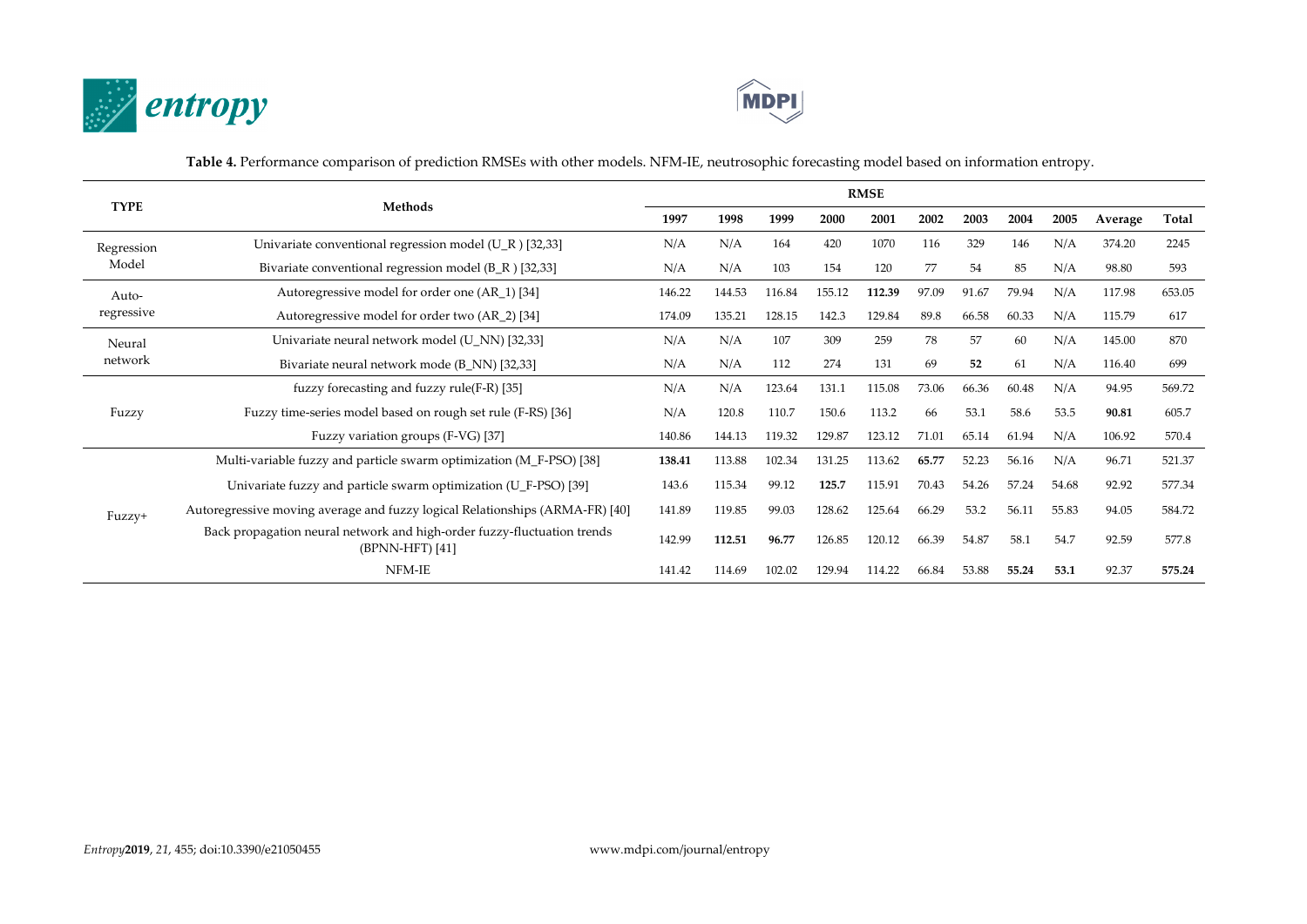**Table 4.** Performance comparison of prediction RMSEs with other models. NFM-IE, neutrosophic forecasting model based on information entropy.

| TYPE | Methods | RMSE | | | | | | | | | | |
|---|---|---|---|---|---|---|---|---|---|---|---|---|
| | | 1997 | 1998 | 1999 | 2000 | 2001 | 2002 | 2003 | 2004 | 2005 | Average | Total |
| Regression Model | Univariate conventional regression model (U_R ) [32,33] | N/A | N/A | 164 | 420 | 1070 | 116 | 329 | 146 | N/A | 374.20 | 2245 |
| | Bivariate conventional regression model (B_R ) [32,33] | N/A | N/A | 103 | 154 | 120 | 77 | 54 | 85 | N/A | 98.80 | 593 |
| Auto-regressive | Autoregressive model for order one (AR_1) [34] | 146.22 | 144.53 | 116.84 | 155.12 | **112.39** | 97.09 | 91.67 | 79.94 | N/A | 117.98 | 653.05 |
| | Autoregressive model for order two (AR_2) [34] | 174.09 | 135.21 | 128.15 | 142.3 | 129.84 | 89.8 | 66.58 | 60.33 | N/A | 115.79 | 617 |
| Neural network | Univariate neural network model (U_NN) [32,33] | N/A | N/A | 107 | 309 | 259 | 78 | 57 | 60 | N/A | 145.00 | 870 |
| | Bivariate neural network mode (B_NN) [32,33] | N/A | N/A | 112 | 274 | 131 | 69 | **52** | 61 | N/A | 116.40 | 699 |
| Fuzzy | fuzzy forecasting and fuzzy rule(F-R) [35] | N/A | N/A | 123.64 | 131.1 | 115.08 | 73.06 | 66.36 | 60.48 | N/A | 94.95 | 569.72 |
| | Fuzzy time-series model based on rough set rule (F-RS) [36] | N/A | 120.8 | 110.7 | 150.6 | 113.2 | 66 | 53.1 | 58.6 | 53.5 | **90.81** | 605.7 |
| | Fuzzy variation groups (F-VG) [37] | 140.86 | 144.13 | 119.32 | 129.87 | 123.12 | 71.01 | 65.14 | 61.94 | N/A | 106.92 | 570.4 |
| Fuzzy+ | Multi-variable fuzzy and particle swarm optimization (M_F-PSO) [38] | **138.41** | 113.88 | 102.34 | 131.25 | 113.62 | **65.77** | 52.23 | 56.16 | N/A | 96.71 | 521.37 |
| | Univariate fuzzy and particle swarm optimization (U_F-PSO) [39] | 143.6 | 115.34 | 99.12 | **125.7** | 115.91 | 70.43 | 54.26 | 57.24 | 54.68 | 92.92 | 577.34 |
| | Autoregressive moving average and fuzzy logical Relationships (ARMA-FR) [40] | 141.89 | 119.85 | 99.03 | 128.62 | 125.64 | 66.29 | 53.2 | 56.11 | 55.83 | 94.05 | 584.72 |
| | Back propagation neural network and high-order fuzzy-fluctuation trends (BPNN-HFT) [41] | 142.99 | **112.51** | **96.77** | 126.85 | 120.12 | 66.39 | 54.87 | 58.1 | 54.7 | 92.59 | 577.8 |
| | NFM-IE | 141.42 | 114.69 | 102.02 | 129.94 | 114.22 | 66.84 | 53.88 | **55.24** | **53.1** | 92.37 | **575.24** |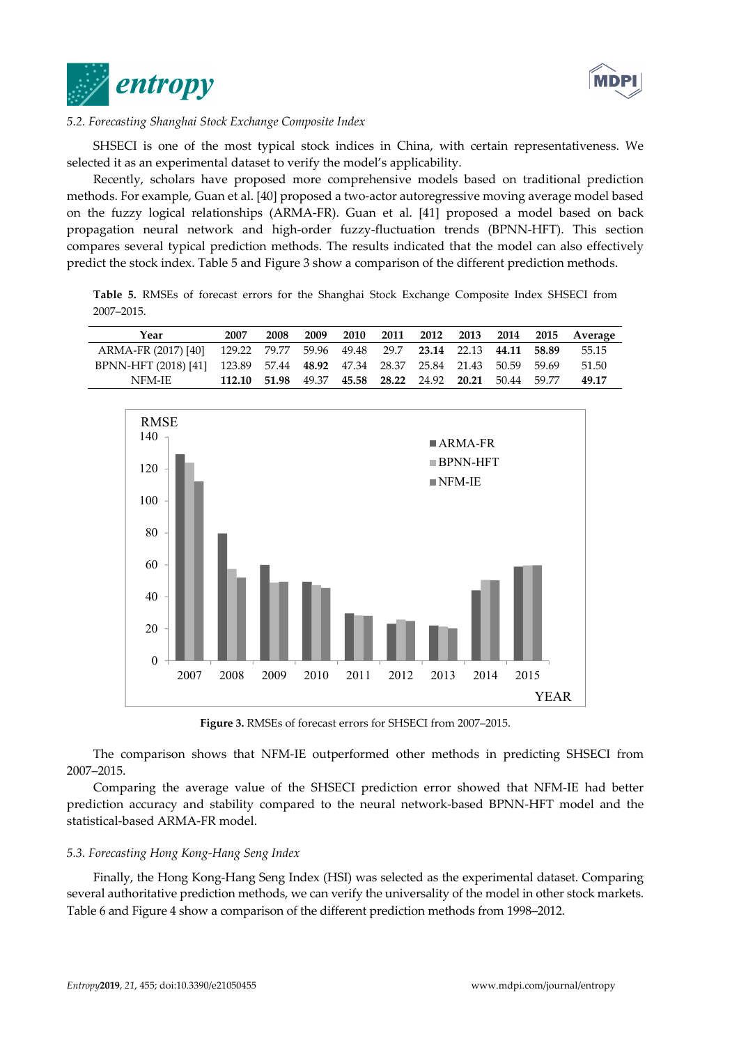### 5.2. Forecasting Shanghai Stock Exchange Composite Index

SHSECI is one of the most typical stock indices in China, with certain representativeness. We selected it as an experimental dataset to verify the model's applicability.

Recently, scholars have proposed more comprehensive models based on traditional prediction methods. For example, Guan et al. [40] proposed a two-actor autoregressive moving average model based on the fuzzy logical relationships (ARMA-FR). Guan et al. [41] proposed a model based on back propagation neural network and high-order fuzzy-fluctuation trends (BPNN-HFT). This section compares several typical prediction methods. The results indicated that the model can also effectively predict the stock index. Table 5 and Figure 3 show a comparison of the different prediction methods.

**Table 5.** RMSEs of forecast errors for the Shanghai Stock Exchange Composite Index SHSECI from 2007–2015.

| Year | 2007 | 2008 | 2009 | 2010 | 2011 | 2012 | 2013 | 2014 | 2015 | Average |
|---|---|---|---|---|---|---|---|---|---|---|
| ARMA-FR (2017) [40] | 129.22 | 79.77 | 59.96 | 49.48 | 29.7 | **23.14** | 22.13 | **44.11** | **58.89** | 55.15 |
| BPNN-HFT (2018) [41] | 123.89 | 57.44 | **48.92** | 47.34 | 28.37 | 25.84 | 21.43 | 50.59 | 59.69 | 51.50 |
| NFM-IE | **112.10** | **51.98** | 49.37 | **45.58** | **28.22** | 24.92 | **20.21** | 50.44 | 59.77 | **49.17** |

RMSE
140
120
100
80
60
40
20
0
ARMA-FR
BPNN-HFT
NFM-IE
2007 2008 2009 2010 2011 2012 2013 2014 2015
YEAR

**Figure 3.** RMSEs of forecast errors for SHSECI from 2007–2015.

The comparison shows that NFM-IE outperformed other methods in predicting SHSECI from 2007–2015.

Comparing the average value of the SHSECI prediction error showed that NFM-IE had better prediction accuracy and stability compared to the neural network-based BPNN-HFT model and the statistical-based ARMA-FR model.

### 5.3. Forecasting Hong Kong-Hang Seng Index

Finally, the Hong Kong-Hang Seng Index (HSI) was selected as the experimental dataset. Comparing several authoritative prediction methods, we can verify the universality of the model in other stock markets. Table 6 and Figure 4 show a comparison of the different prediction methods from 1998–2012.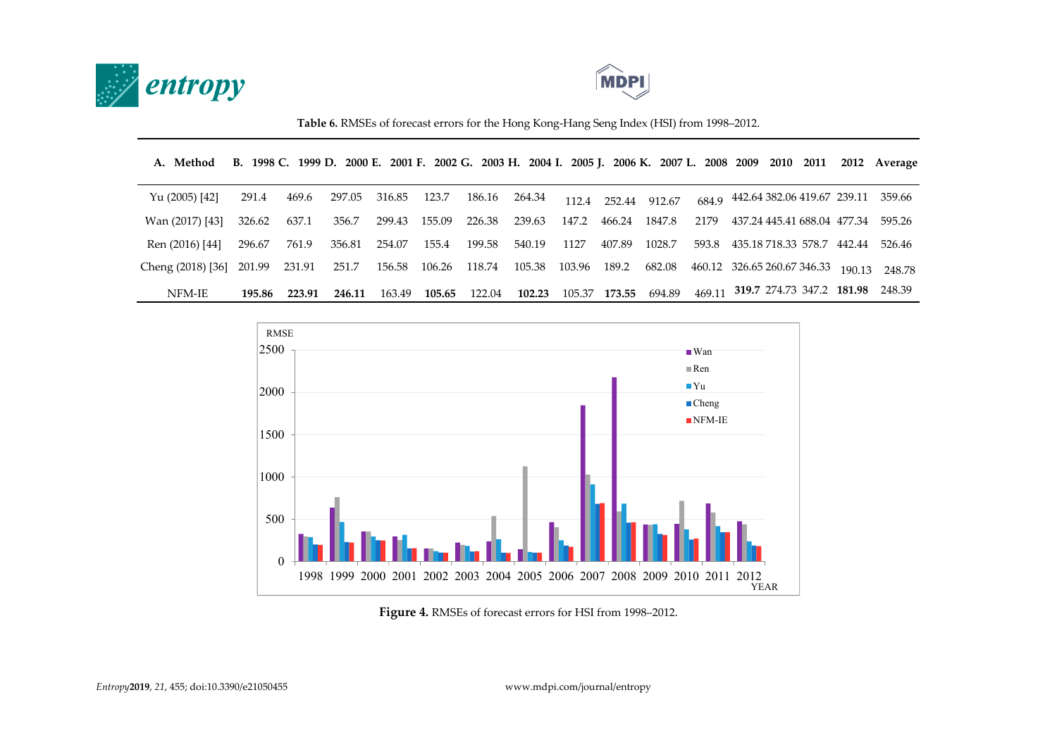**Table 6.** RMSEs of forecast errors for the Hong Kong-Hang Seng Index (HSI) from 1998–2012.

| A. Method | B. 1998 | C. 1999 | D. 2000 | E. 2001 | F. 2002 | G. 2003 | H. 2004 | I. 2005 | J. 2006 | K. 2007 | L. 2008 | 2009 | 2010 | 2011 | 2012 | Average |
|---|---|---|---|---|---|---|---|---|---|---|---|---|---|---|---|---|
| Yu (2005) [42] | 291.4 | 469.6 | 297.05 | 316.85 | 123.7 | 186.16 | 264.34 | 112.4 | 252.44 | 912.67 | 684.9 | 442.64 | 382.06 | 419.67 | 239.11 | 359.66 |
| Wan (2017) [43] | 326.62 | 637.1 | 356.7 | 299.43 | 155.09 | 226.38 | 239.63 | 147.2 | 466.24 | 1847.8 | 2179 | 437.24 | 445.41 | 688.04 | 477.34 | 595.26 |
| Ren (2016) [44] | 296.67 | 761.9 | 356.81 | 254.07 | 155.4 | 199.58 | 540.19 | 1127 | 407.89 | 1028.7 | 593.8 | 435.18 | 718.33 | 578.7 | 442.44 | 526.46 |
| Cheng (2018) [36] | 201.99 | 231.91 | 251.7 | 156.58 | 106.26 | 118.74 | 105.38 | 103.96 | 189.2 | 682.08 | 460.12 | 326.65 | 260.67 | 346.33 | 190.13 | 248.78 |
| NFM-IE | **195.86** | **223.91** | **246.11** | 163.49 | **105.65** | 122.04 | **102.23** | 105.37 | **173.55** | 694.89 | 469.11 | **319.7** | 274.73 | 347.2 | **181.98** | 248.39 |

RMSE
2500
2000
1500
1000
500
0
1998 1999 2000 2001 2002 2003 2004 2005 2006 2007 2008 2009 2010 2011 2012
YEAR
Wan
Ren
Yu
Cheng
NFM-IE

**Figure 4.** RMSEs of forecast errors for HSI from 1998–2012.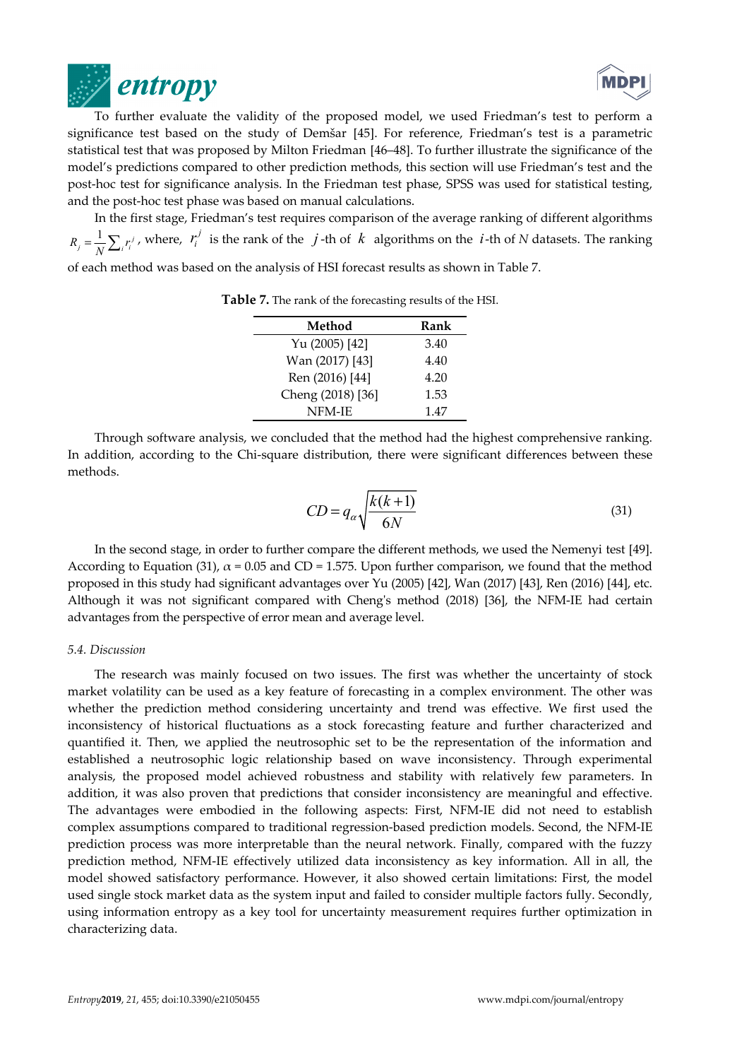To further evaluate the validity of the proposed model, we used Friedman's test to perform a significance test based on the study of Demšar [45]. For reference, Friedman's test is a parametric statistical test that was proposed by Milton Friedman [46–48]. To further illustrate the significance of the model's predictions compared to other prediction methods, this section will use Friedman's test and the post-hoc test for significance analysis. In the Friedman test phase, SPSS was used for statistical testing, and the post-hoc test phase was based on manual calculations.

In the first stage, Friedman's test requires comparison of the average ranking of different algorithms $R_j = \frac{1}{N}\sum_i r_i^j$, where, $r_i^j$ is the rank of the $j$-th of $k$ algorithms on the $i$-th of $N$ datasets. The ranking of each method was based on the analysis of HSI forecast results as shown in Table 7.

**Table 7.** The rank of the forecasting results of the HSI.

| Method | Rank |
| --- | --- |
| Yu (2005) [42] | 3.40 |
| Wan (2017) [43] | 4.40 |
| Ren (2016) [44] | 4.20 |
| Cheng (2018) [36] | 1.53 |
| NFM-IE | 1.47 |

Through software analysis, we concluded that the method had the highest comprehensive ranking. In addition, according to the Chi-square distribution, there were significant differences between these methods.

$$CD = q_\alpha \sqrt{\frac{k(k+1)}{6N}} \tag{31}$$

In the second stage, in order to further compare the different methods, we used the Nemenyi test [49]. According to Equation (31), $\alpha = 0.05$ and CD = 1.575. Upon further comparison, we found that the method proposed in this study had significant advantages over Yu (2005) [42], Wan (2017) [43], Ren (2016) [44], etc. Although it was not significant compared with Cheng's method (2018) [36], the NFM-IE had certain advantages from the perspective of error mean and average level.

### 5.4. Discussion

The research was mainly focused on two issues. The first was whether the uncertainty of stock market volatility can be used as a key feature of forecasting in a complex environment. The other was whether the prediction method considering uncertainty and trend was effective. We first used the inconsistency of historical fluctuations as a stock forecasting feature and further characterized and quantified it. Then, we applied the neutrosophic set to be the representation of the information and established a neutrosophic logic relationship based on wave inconsistency. Through experimental analysis, the proposed model achieved robustness and stability with relatively few parameters. In addition, it was also proven that predictions that consider inconsistency are meaningful and effective. The advantages were embodied in the following aspects: First, NFM-IE did not need to establish complex assumptions compared to traditional regression-based prediction models. Second, the NFM-IE prediction process was more interpretable than the neural network. Finally, compared with the fuzzy prediction method, NFM-IE effectively utilized data inconsistency as key information. All in all, the model showed satisfactory performance. However, it also showed certain limitations: First, the model used single stock market data as the system input and failed to consider multiple factors fully. Secondly, using information entropy as a key tool for uncertainty measurement requires further optimization in characterizing data.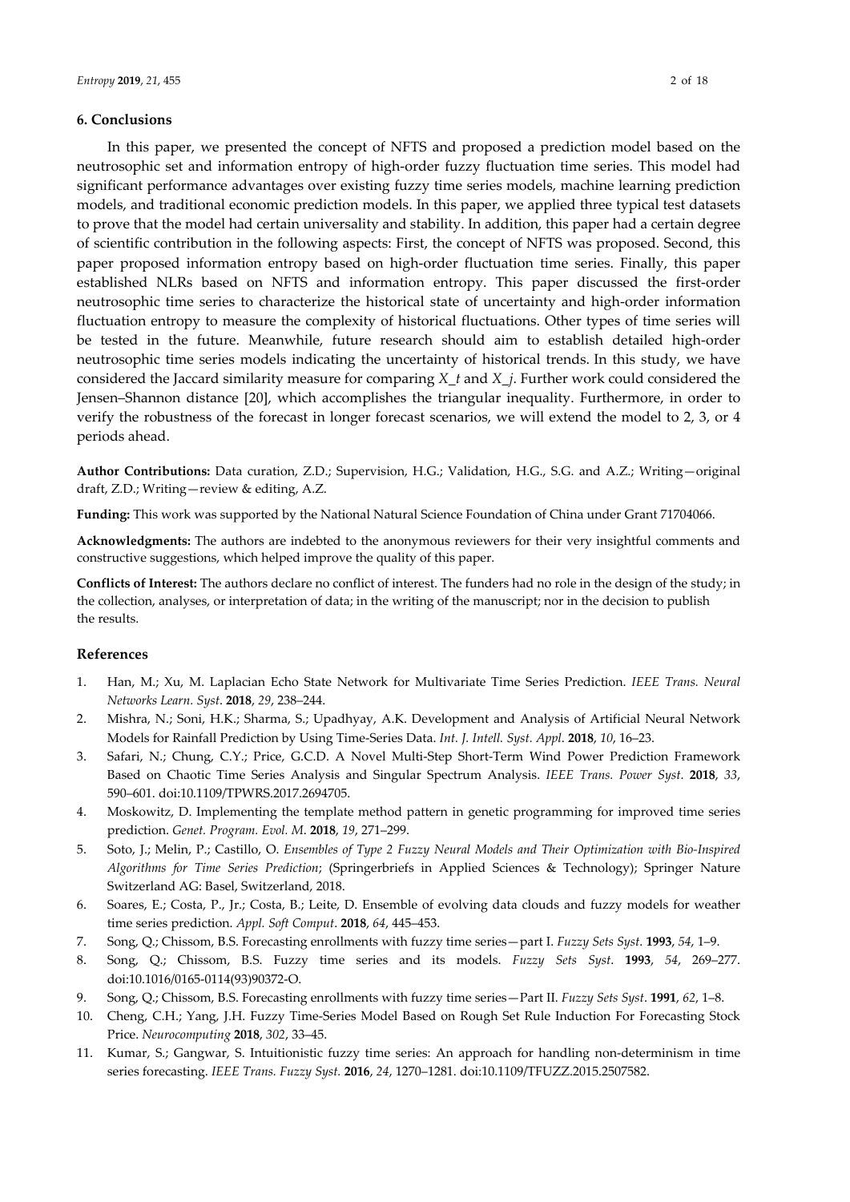## 6. Conclusions

In this paper, we presented the concept of NFTS and proposed a prediction model based on the neutrosophic set and information entropy of high-order fuzzy fluctuation time series. This model had significant performance advantages over existing fuzzy time series models, machine learning prediction models, and traditional economic prediction models. In this paper, we applied three typical test datasets to prove that the model had certain universality and stability. In addition, this paper had a certain degree of scientific contribution in the following aspects: First, the concept of NFTS was proposed. Second, this paper proposed information entropy based on high-order fluctuation time series. Finally, this paper established NLRs based on NFTS and information entropy. This paper discussed the first-order neutrosophic time series to characterize the historical state of uncertainty and high-order information fluctuation entropy to measure the complexity of historical fluctuations. Other types of time series will be tested in the future. Meanwhile, future research should aim to establish detailed high-order neutrosophic time series models indicating the uncertainty of historical trends. In this study, we have considered the Jaccard similarity measure for comparing $X_t$ and $X_j$. Further work could considered the Jensen–Shannon distance [20], which accomplishes the triangular inequality. Furthermore, in order to verify the robustness of the forecast in longer forecast scenarios, we will extend the model to 2, 3, or 4 periods ahead.

**Author Contributions:** Data curation, Z.D.; Supervision, H.G.; Validation, H.G., S.G. and A.Z.; Writing—original draft, Z.D.; Writing—review & editing, A.Z.

**Funding:** This work was supported by the National Natural Science Foundation of China under Grant 71704066.

**Acknowledgments:** The authors are indebted to the anonymous reviewers for their very insightful comments and constructive suggestions, which helped improve the quality of this paper.

**Conflicts of Interest:** The authors declare no conflict of interest. The funders had no role in the design of the study; in the collection, analyses, or interpretation of data; in the writing of the manuscript; nor in the decision to publish the results.

## References

1. Han, M.; Xu, M. Laplacian Echo State Network for Multivariate Time Series Prediction. *IEEE Trans. Neural Networks Learn. Syst*. **2018**, *29*, 238–244.
2. Mishra, N.; Soni, H.K.; Sharma, S.; Upadhyay, A.K. Development and Analysis of Artificial Neural Network Models for Rainfall Prediction by Using Time-Series Data. *Int. J. Intell. Syst. Appl.* **2018**, *10*, 16–23.
3. Safari, N.; Chung, C.Y.; Price, G.C.D. A Novel Multi-Step Short-Term Wind Power Prediction Framework Based on Chaotic Time Series Analysis and Singular Spectrum Analysis. *IEEE Trans. Power Syst*. **2018**, *33*, 590–601. doi:10.1109/TPWRS.2017.2694705.
4. Moskowitz, D. Implementing the template method pattern in genetic programming for improved time series prediction. *Genet. Program. Evol. M.* **2018**, *19*, 271–299.
5. Soto, J.; Melin, P.; Castillo, O. *Ensembles of Type 2 Fuzzy Neural Models and Their Optimization with Bio-Inspired Algorithms for Time Series Prediction*; (Springerbriefs in Applied Sciences & Technology); Springer Nature Switzerland AG: Basel, Switzerland, 2018.
6. Soares, E.; Costa, P., Jr.; Costa, B.; Leite, D. Ensemble of evolving data clouds and fuzzy models for weather time series prediction. *Appl. Soft Comput*. **2018**, *64*, 445–453.
7. Song, Q.; Chissom, B.S. Forecasting enrollments with fuzzy time series—part I. *Fuzzy Sets Syst*. **1993**, *54*, 1–9.
8. Song, Q.; Chissom, B.S. Fuzzy time series and its models. *Fuzzy Sets Syst.* **1993**, *54*, 269–277. doi:10.1016/0165-0114(93)90372-O.
9. Song, Q.; Chissom, B.S. Forecasting enrollments with fuzzy time series—Part II. *Fuzzy Sets Syst*. **1991**, *62*, 1–8.
10. Cheng, C.H.; Yang, J.H. Fuzzy Time-Series Model Based on Rough Set Rule Induction For Forecasting Stock Price. *Neurocomputing* **2018**, *302*, 33–45.
11. Kumar, S.; Gangwar, S. Intuitionistic fuzzy time series: An approach for handling non-determinism in time series forecasting. *IEEE Trans. Fuzzy Syst.* **2016**, *24*, 1270–1281. doi:10.1109/TFUZZ.2015.2507582.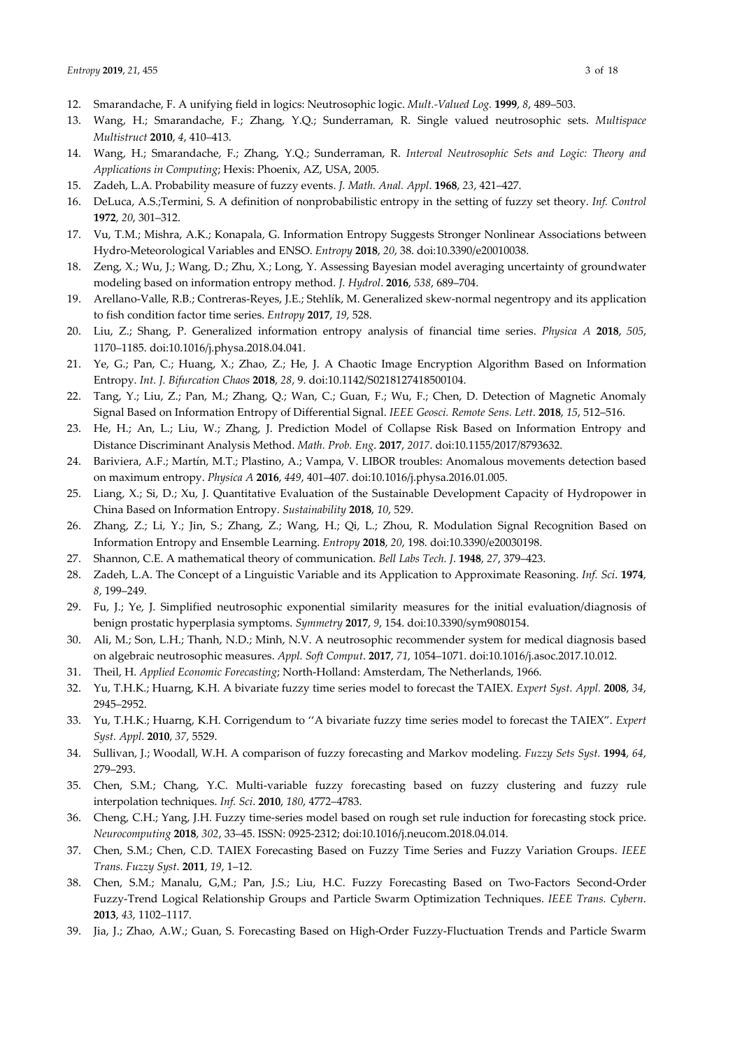12. Smarandache, F. A unifying field in logics: Neutrosophic logic. *Mult.-Valued Log.* **1999**, *8*, 489–503.
13. Wang, H.; Smarandache, F.; Zhang, Y.Q.; Sunderraman, R. Single valued neutrosophic sets. *Multispace Multistruct* **2010**, *4*, 410–413.
14. Wang, H.; Smarandache, F.; Zhang, Y.Q.; Sunderraman, R. *Interval Neutrosophic Sets and Logic: Theory and Applications in Computing*; Hexis: Phoenix, AZ, USA, 2005.
15. Zadeh, L.A. Probability measure of fuzzy events. *J. Math. Anal. Appl*. **1968**, *23*, 421–427.
16. DeLuca, A.S.;Termini, S. A definition of nonprobabilistic entropy in the setting of fuzzy set theory. *Inf. Control* **1972**, *20*, 301–312.
17. Vu, T.M.; Mishra, A.K.; Konapala, G. Information Entropy Suggests Stronger Nonlinear Associations between Hydro-Meteorological Variables and ENSO. *Entropy* **2018**, *20*, 38. doi:10.3390/e20010038.
18. Zeng, X.; Wu, J.; Wang, D.; Zhu, X.; Long, Y. Assessing Bayesian model averaging uncertainty of groundwater modeling based on information entropy method. *J. Hydrol*. **2016**, *538*, 689–704.
19. Arellano-Valle, R.B.; Contreras-Reyes, J.E.; Stehlík, M. Generalized skew-normal negentropy and its application to fish condition factor time series. *Entropy* **2017**, *19*, 528.
20. Liu, Z.; Shang, P. Generalized information entropy analysis of financial time series. *Physica A* **2018**, *505*, 1170–1185. doi:10.1016/j.physa.2018.04.041.
21. Ye, G.; Pan, C.; Huang, X.; Zhao, Z.; He, J. A Chaotic Image Encryption Algorithm Based on Information Entropy. *Int. J. Bifurcation Chaos* **2018**, *28*, 9. doi:10.1142/S0218127418500104.
22. Tang, Y.; Liu, Z.; Pan, M.; Zhang, Q.; Wan, C.; Guan, F.; Wu, F.; Chen, D. Detection of Magnetic Anomaly Signal Based on Information Entropy of Differential Signal. *IEEE Geosci. Remote Sens. Lett*. **2018**, *15*, 512–516.
23. He, H.; An, L.; Liu, W.; Zhang, J. Prediction Model of Collapse Risk Based on Information Entropy and Distance Discriminant Analysis Method. *Math. Prob. Eng*. **2017**, *2017*. doi:10.1155/2017/8793632.
24. Bariviera, A.F.; Martín, M.T.; Plastino, A.; Vampa, V. LIBOR troubles: Anomalous movements detection based on maximum entropy. *Physica A* **2016**, *449*, 401–407. doi:10.1016/j.physa.2016.01.005.
25. Liang, X.; Si, D.; Xu, J. Quantitative Evaluation of the Sustainable Development Capacity of Hydropower in China Based on Information Entropy. *Sustainability* **2018**, *10*, 529.
26. Zhang, Z.; Li, Y.; Jin, S.; Zhang, Z.; Wang, H.; Qi, L.; Zhou, R. Modulation Signal Recognition Based on Information Entropy and Ensemble Learning. *Entropy* **2018**, *20*, 198. doi:10.3390/e20030198.
27. Shannon, C.E. A mathematical theory of communication. *Bell Labs Tech. J*. **1948**, *27*, 379–423.
28. Zadeh, L.A. The Concept of a Linguistic Variable and its Application to Approximate Reasoning. *Inf. Sci*. **1974**, *8*, 199–249.
29. Fu, J.; Ye, J. Simplified neutrosophic exponential similarity measures for the initial evaluation/diagnosis of benign prostatic hyperplasia symptoms. *Symmetry* **2017**, *9*, 154. doi:10.3390/sym9080154.
30. Ali, M.; Son, L.H.; Thanh, N.D.; Minh, N.V. A neutrosophic recommender system for medical diagnosis based on algebraic neutrosophic measures. *Appl. Soft Comput*. **2017**, *71*, 1054–1071. doi:10.1016/j.asoc.2017.10.012.
31. Theil, H. *Applied Economic Forecasting*; North-Holland: Amsterdam, The Netherlands, 1966.
32. Yu, T.H.K.; Huarng, K.H. A bivariate fuzzy time series model to forecast the TAIEX. *Expert Syst. Appl*. **2008**, *34*, 2945–2952.
33. Yu, T.H.K.; Huarng, K.H. Corrigendum to ''A bivariate fuzzy time series model to forecast the TAIEX''. *Expert Syst. Appl*. **2010**, *37*, 5529.
34. Sullivan, J.; Woodall, W.H. A comparison of fuzzy forecasting and Markov modeling. *Fuzzy Sets Syst.* **1994**, *64*, 279–293.
35. Chen, S.M.; Chang, Y.C. Multi-variable fuzzy forecasting based on fuzzy clustering and fuzzy rule interpolation techniques. *Inf. Sci*. **2010**, *180*, 4772–4783.
36. Cheng, C.H.; Yang, J.H. Fuzzy time-series model based on rough set rule induction for forecasting stock price. *Neurocomputing* **2018**, *302*, 33–45. ISSN: 0925-2312; doi:10.1016/j.neucom.2018.04.014.
37. Chen, S.M.; Chen, C.D. TAIEX Forecasting Based on Fuzzy Time Series and Fuzzy Variation Groups. *IEEE Trans. Fuzzy Syst*. **2011**, *19*, 1–12.
38. Chen, S.M.; Manalu, G,M.; Pan, J.S.; Liu, H.C. Fuzzy Forecasting Based on Two-Factors Second-Order Fuzzy-Trend Logical Relationship Groups and Particle Swarm Optimization Techniques. *IEEE Trans. Cybern*. **2013**, *43*, 1102–1117.
39. Jia, J.; Zhao, A.W.; Guan, S. Forecasting Based on High-Order Fuzzy-Fluctuation Trends and Particle Swarm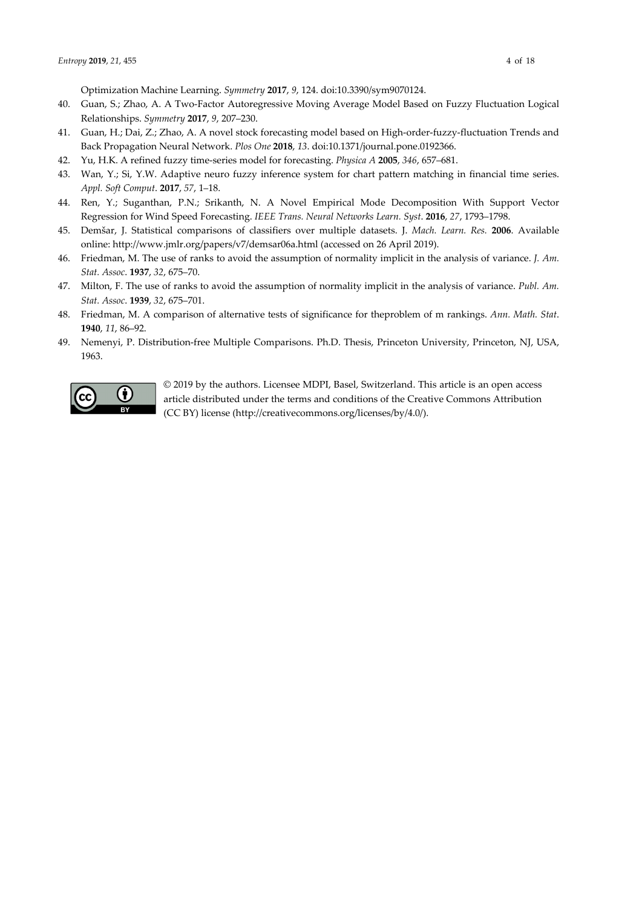Optimization Machine Learning. *Symmetry* **2017**, *9*, 124. doi:10.3390/sym9070124.

40. Guan, S.; Zhao, A. A Two-Factor Autoregressive Moving Average Model Based on Fuzzy Fluctuation Logical Relationships. *Symmetry* **2017**, *9*, 207–230.
41. Guan, H.; Dai, Z.; Zhao, A. A novel stock forecasting model based on High-order-fuzzy-fluctuation Trends and Back Propagation Neural Network. *Plos One* **2018**, *13*. doi:10.1371/journal.pone.0192366.
42. Yu, H.K. A refined fuzzy time-series model for forecasting. *Physica A* **2005**, *346*, 657–681.
43. Wan, Y.; Si, Y.W. Adaptive neuro fuzzy inference system for chart pattern matching in financial time series. *Appl. Soft Comput*. **2017**, *57*, 1–18.
44. Ren, Y.; Suganthan, P.N.; Srikanth, N. A Novel Empirical Mode Decomposition With Support Vector Regression for Wind Speed Forecasting. *IEEE Trans. Neural Networks Learn. Syst*. **2016**, *27*, 1793–1798.
45. Demšar, J. Statistical comparisons of classifiers over multiple datasets. J. *Mach. Learn. Res.* **2006**. Available online: http://www.jmlr.org/papers/v7/demsar06a.html (accessed on 26 April 2019).
46. Friedman, M. The use of ranks to avoid the assumption of normality implicit in the analysis of variance. *J. Am. Stat. Assoc*. **1937**, *32*, 675–70.
47. Milton, F. The use of ranks to avoid the assumption of normality implicit in the analysis of variance. *Publ. Am. Stat. Assoc*. **1939**, *32*, 675–701.
48. Friedman, M. A comparison of alternative tests of significance for theproblem of m rankings. *Ann. Math. Stat*. **1940**, *11*, 86–92.
49. Nemenyi, P. Distribution-free Multiple Comparisons. Ph.D. Thesis, Princeton University, Princeton, NJ, USA, 1963.

© 2019 by the authors. Licensee MDPI, Basel, Switzerland. This article is an open access article distributed under the terms and conditions of the Creative Commons Attribution (CC BY) license (http://creativecommons.org/licenses/by/4.0/).